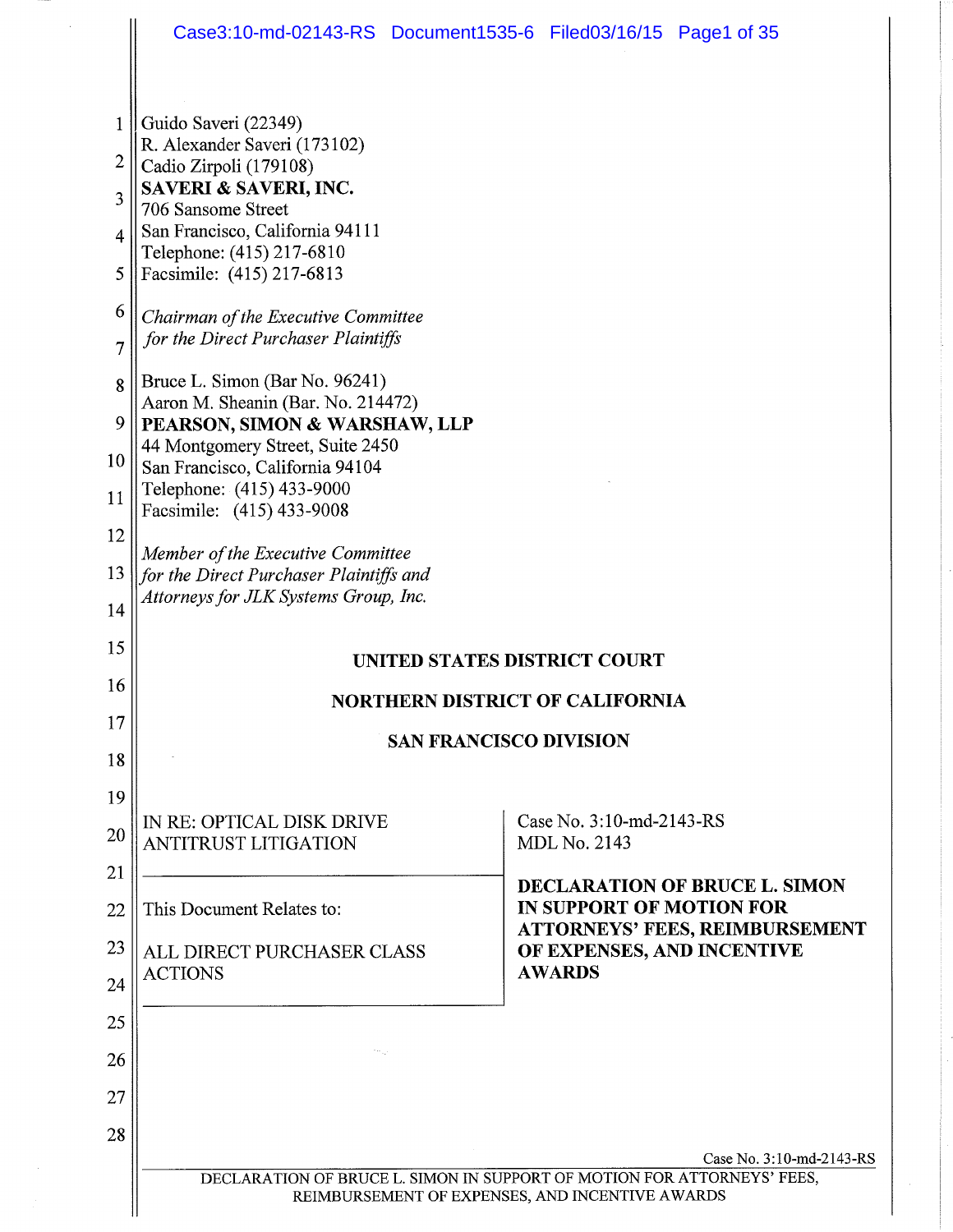Guido Saveri (22349)
R. Alexander Saveri (173102)
Cadio Zirpoli (179108)
**SAVERI & SAVERI, INC.**
706 Sansome Street
San Francisco, California 94111
Telephone: (415) 217-6810
Facsimile: (415) 217-6813

*Chairman of the Executive Committee for the Direct Purchaser Plaintiffs*

Bruce L. Simon (Bar No. 96241)
Aaron M. Sheanin (Bar. No. 214472)
**PEARSON, SIMON & WARSHAW, LLP**
44 Montgomery Street, Suite 2450
San Francisco, California 94104
Telephone: (415) 433-9000
Facsimile: (415) 433-9008

*Member of the Executive Committee for the Direct Purchaser Plaintiffs and Attorneys for JLK Systems Group, Inc.*

**UNITED STATES DISTRICT COURT**

**NORTHERN DISTRICT OF CALIFORNIA**

**SAN FRANCISCO DIVISION**

| | |
|---|---|
| IN RE: OPTICAL DISK DRIVE ANTITRUST LITIGATION | Case No. 3:10-md-2143-RS<br>MDL No. 2143 |
| This Document Relates to:<br><br>ALL DIRECT PURCHASER CLASS ACTIONS | **DECLARATION OF BRUCE L. SIMON IN SUPPORT OF MOTION FOR ATTORNEYS' FEES, REIMBURSEMENT OF EXPENSES, AND INCENTIVE AWARDS** |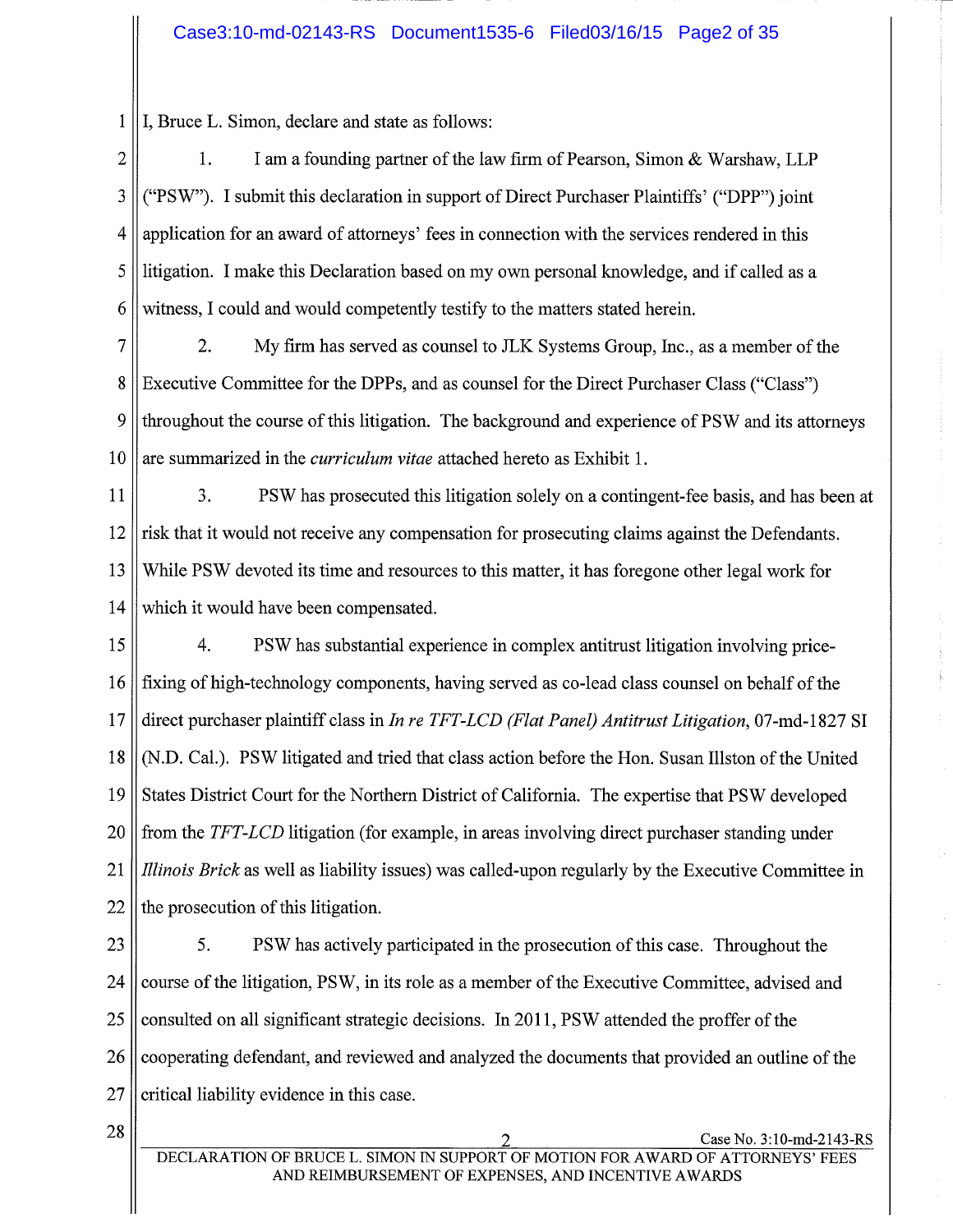I, Bruce L. Simon, declare and state as follows:

1. I am a founding partner of the law firm of Pearson, Simon & Warshaw, LLP ("PSW"). I submit this declaration in support of Direct Purchaser Plaintiffs' ("DPP") joint application for an award of attorneys' fees in connection with the services rendered in this litigation. I make this Declaration based on my own personal knowledge, and if called as a witness, I could and would competently testify to the matters stated herein.

2. My firm has served as counsel to JLK Systems Group, Inc., as a member of the Executive Committee for the DPPs, and as counsel for the Direct Purchaser Class ("Class") throughout the course of this litigation. The background and experience of PSW and its attorneys are summarized in the *curriculum vitae* attached hereto as Exhibit 1.

3. PSW has prosecuted this litigation solely on a contingent-fee basis, and has been at risk that it would not receive any compensation for prosecuting claims against the Defendants. While PSW devoted its time and resources to this matter, it has foregone other legal work for which it would have been compensated.

4. PSW has substantial experience in complex antitrust litigation involving price-fixing of high-technology components, having served as co-lead class counsel on behalf of the direct purchaser plaintiff class in *In re TFT-LCD (Flat Panel) Antitrust Litigation*, 07-md-1827 SI (N.D. Cal.). PSW litigated and tried that class action before the Hon. Susan Illston of the United States District Court for the Northern District of California. The expertise that PSW developed from the *TFT-LCD* litigation (for example, in areas involving direct purchaser standing under *Illinois Brick* as well as liability issues) was called-upon regularly by the Executive Committee in the prosecution of this litigation.

5. PSW has actively participated in the prosecution of this case. Throughout the course of the litigation, PSW, in its role as a member of the Executive Committee, advised and consulted on all significant strategic decisions. In 2011, PSW attended the proffer of the cooperating defendant, and reviewed and analyzed the documents that provided an outline of the critical liability evidence in this case.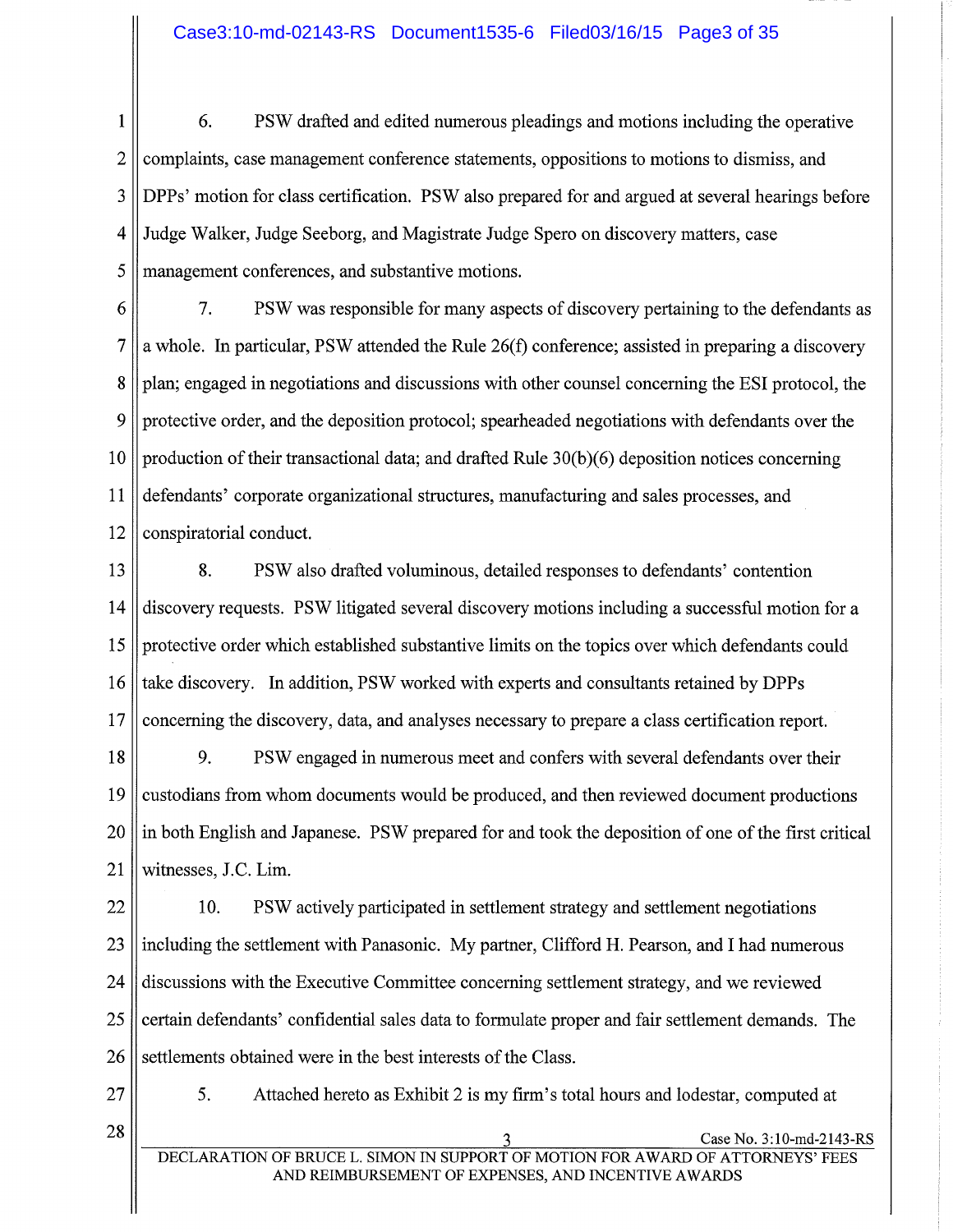6. PSW drafted and edited numerous pleadings and motions including the operative complaints, case management conference statements, oppositions to motions to dismiss, and DPPs' motion for class certification. PSW also prepared for and argued at several hearings before Judge Walker, Judge Seeborg, and Magistrate Judge Spero on discovery matters, case management conferences, and substantive motions.

7. PSW was responsible for many aspects of discovery pertaining to the defendants as a whole. In particular, PSW attended the Rule 26(f) conference; assisted in preparing a discovery plan; engaged in negotiations and discussions with other counsel concerning the ESI protocol, the protective order, and the deposition protocol; spearheaded negotiations with defendants over the production of their transactional data; and drafted Rule 30(b)(6) deposition notices concerning defendants' corporate organizational structures, manufacturing and sales processes, and conspiratorial conduct.

8. PSW also drafted voluminous, detailed responses to defendants' contention discovery requests. PSW litigated several discovery motions including a successful motion for a protective order which established substantive limits on the topics over which defendants could take discovery. In addition, PSW worked with experts and consultants retained by DPPs concerning the discovery, data, and analyses necessary to prepare a class certification report.

9. PSW engaged in numerous meet and confers with several defendants over their custodians from whom documents would be produced, and then reviewed document productions in both English and Japanese. PSW prepared for and took the deposition of one of the first critical witnesses, J.C. Lim.

10. PSW actively participated in settlement strategy and settlement negotiations including the settlement with Panasonic. My partner, Clifford H. Pearson, and I had numerous discussions with the Executive Committee concerning settlement strategy, and we reviewed certain defendants' confidential sales data to formulate proper and fair settlement demands. The settlements obtained were in the best interests of the Class.

5. Attached hereto as Exhibit 2 is my firm's total hours and lodestar, computed at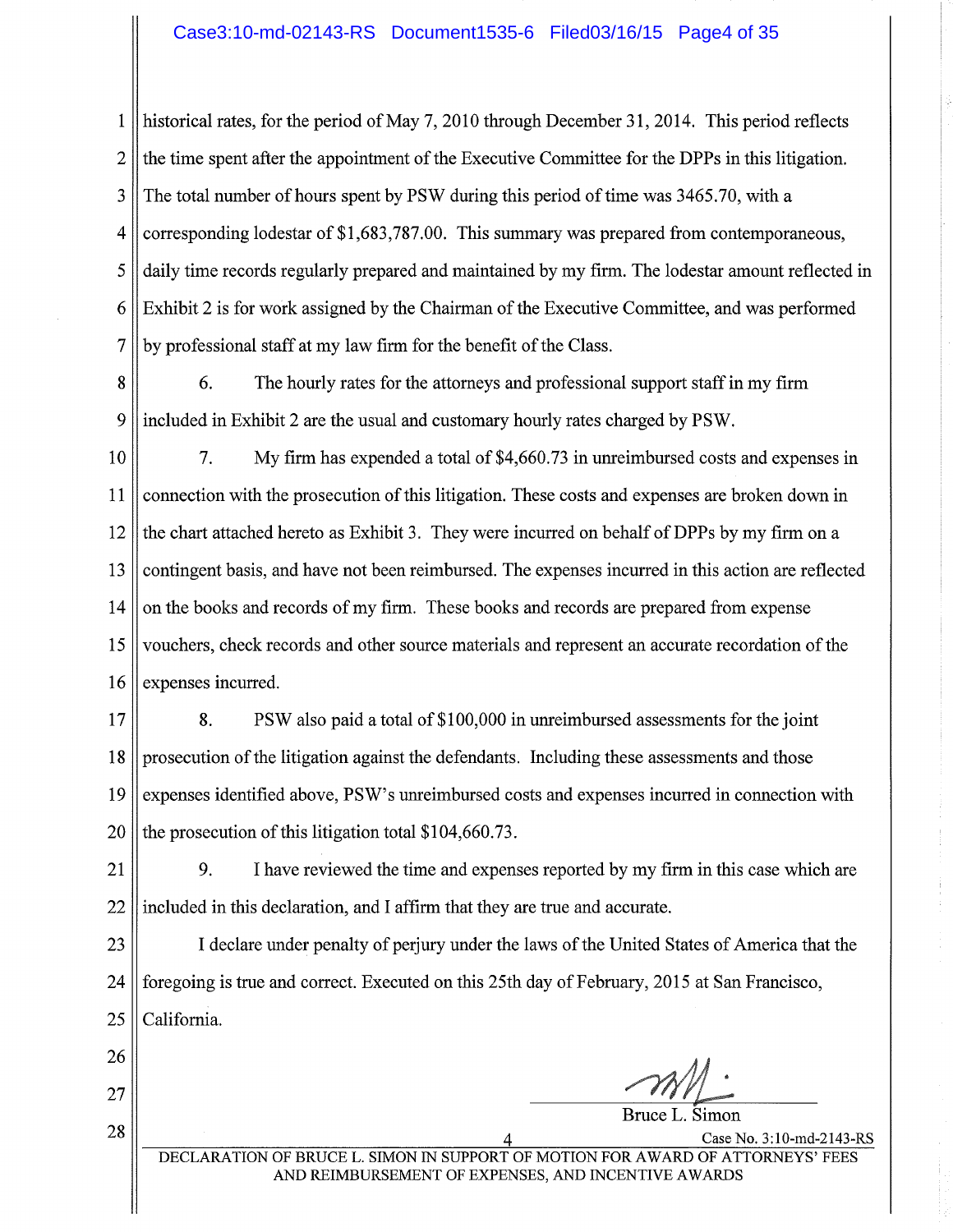historical rates, for the period of May 7, 2010 through December 31, 2014. This period reflects the time spent after the appointment of the Executive Committee for the DPPs in this litigation. The total number of hours spent by PSW during this period of time was 3465.70, with a corresponding lodestar of $1,683,787.00. This summary was prepared from contemporaneous, daily time records regularly prepared and maintained by my firm. The lodestar amount reflected in Exhibit 2 is for work assigned by the Chairman of the Executive Committee, and was performed by professional staff at my law firm for the benefit of the Class.

6. The hourly rates for the attorneys and professional support staff in my firm included in Exhibit 2 are the usual and customary hourly rates charged by PSW.

7. My firm has expended a total of $4,660.73 in unreimbursed costs and expenses in connection with the prosecution of this litigation. These costs and expenses are broken down in the chart attached hereto as Exhibit 3. They were incurred on behalf of DPPs by my firm on a contingent basis, and have not been reimbursed. The expenses incurred in this action are reflected on the books and records of my firm. These books and records are prepared from expense vouchers, check records and other source materials and represent an accurate recordation of the expenses incurred.

8. PSW also paid a total of $100,000 in unreimbursed assessments for the joint prosecution of the litigation against the defendants. Including these assessments and those expenses identified above, PSW's unreimbursed costs and expenses incurred in connection with the prosecution of this litigation total $104,660.73.

9. I have reviewed the time and expenses reported by my firm in this case which are included in this declaration, and I affirm that they are true and accurate.

I declare under penalty of perjury under the laws of the United States of America that the foregoing is true and correct. Executed on this 25th day of February, 2015 at San Francisco, California.

Bruce L. Simon

Case No. 3:10-md-2143-RS

DECLARATION OF BRUCE L. SIMON IN SUPPORT OF MOTION FOR AWARD OF ATTORNEYS' FEES AND REIMBURSEMENT OF EXPENSES, AND INCENTIVE AWARDS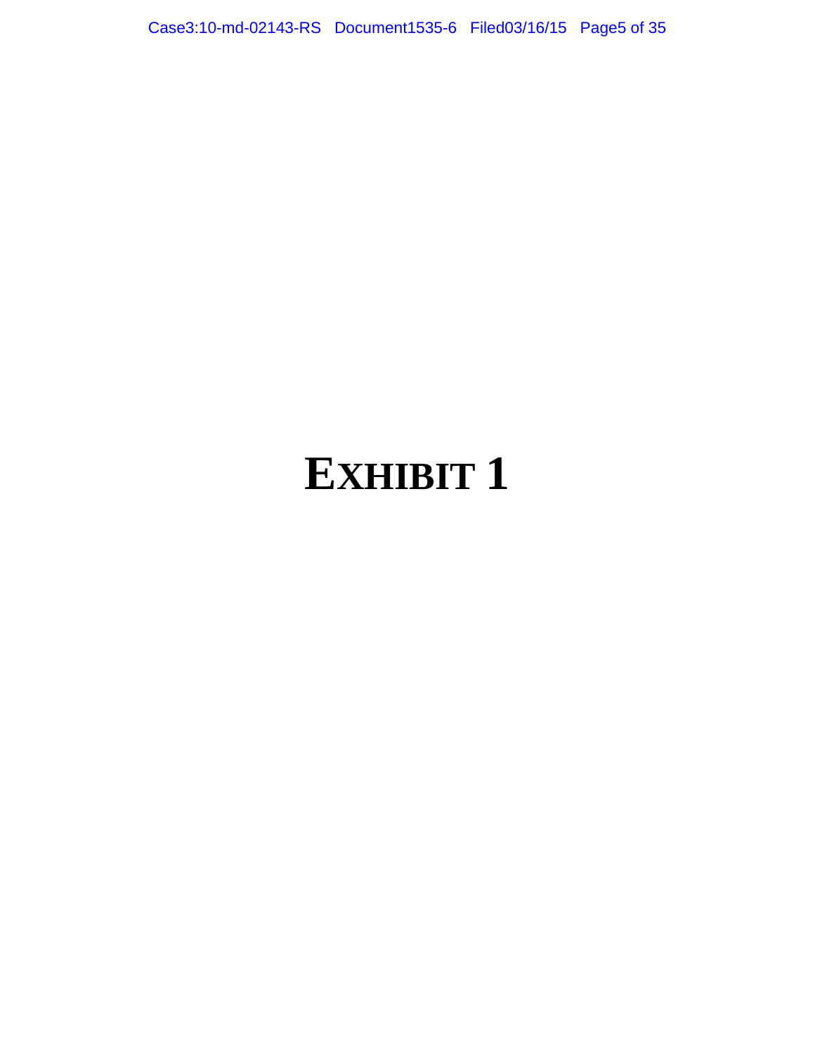# EXHIBIT 1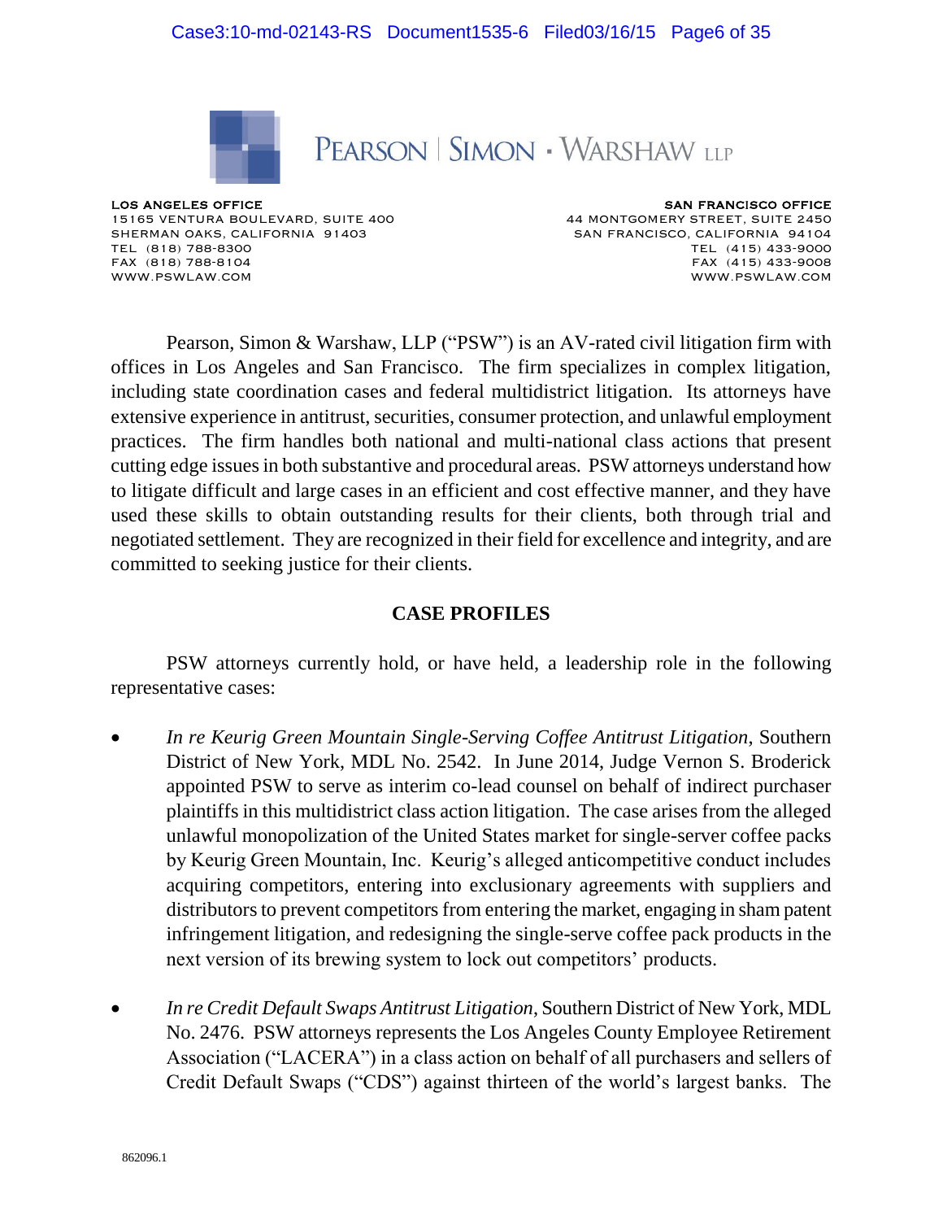# PEARSON | SIMON · WARSHAW LLP

**LOS ANGELES OFFICE**
15165 VENTURA BOULEVARD, SUITE 400
SHERMAN OAKS, CALIFORNIA 91403
TEL (818) 788-8300
FAX (818) 788-8104
WWW.PSWLAW.COM

**SAN FRANCISCO OFFICE**
44 MONTGOMERY STREET, SUITE 2450
SAN FRANCISCO, CALIFORNIA 94104
TEL (415) 433-9000
FAX (415) 433-9008
WWW.PSWLAW.COM

Pearson, Simon & Warshaw, LLP ("PSW") is an AV-rated civil litigation firm with offices in Los Angeles and San Francisco. The firm specializes in complex litigation, including state coordination cases and federal multidistrict litigation. Its attorneys have extensive experience in antitrust, securities, consumer protection, and unlawful employment practices. The firm handles both national and multi-national class actions that present cutting edge issues in both substantive and procedural areas. PSW attorneys understand how to litigate difficult and large cases in an efficient and cost effective manner, and they have used these skills to obtain outstanding results for their clients, both through trial and negotiated settlement. They are recognized in their field for excellence and integrity, and are committed to seeking justice for their clients.

## CASE PROFILES

PSW attorneys currently hold, or have held, a leadership role in the following representative cases:

- *In re Keurig Green Mountain Single-Serving Coffee Antitrust Litigation*, Southern District of New York, MDL No. 2542. In June 2014, Judge Vernon S. Broderick appointed PSW to serve as interim co-lead counsel on behalf of indirect purchaser plaintiffs in this multidistrict class action litigation. The case arises from the alleged unlawful monopolization of the United States market for single-server coffee packs by Keurig Green Mountain, Inc. Keurig's alleged anticompetitive conduct includes acquiring competitors, entering into exclusionary agreements with suppliers and distributors to prevent competitors from entering the market, engaging in sham patent infringement litigation, and redesigning the single-serve coffee pack products in the next version of its brewing system to lock out competitors' products.

- *In re Credit Default Swaps Antitrust Litigation*, Southern District of New York, MDL No. 2476. PSW attorneys represents the Los Angeles County Employee Retirement Association ("LACERA") in a class action on behalf of all purchasers and sellers of Credit Default Swaps ("CDS") against thirteen of the world's largest banks. The

862096.1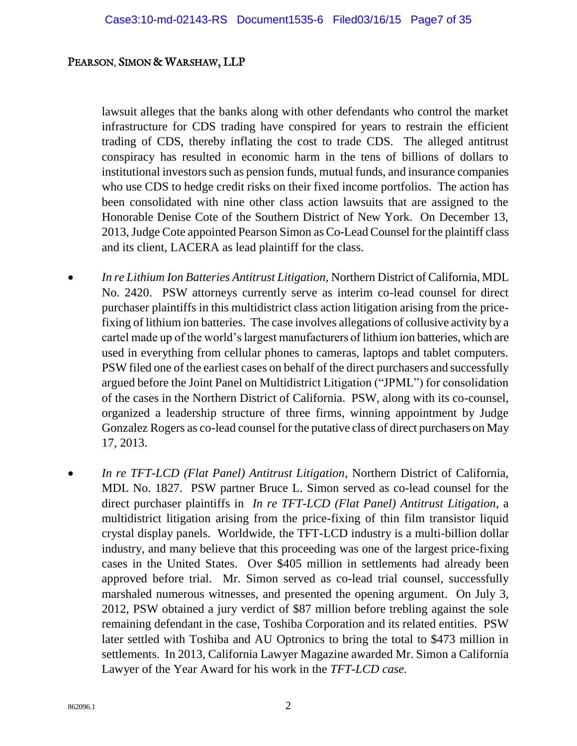lawsuit alleges that the banks along with other defendants who control the market infrastructure for CDS trading have conspired for years to restrain the efficient trading of CDS, thereby inflating the cost to trade CDS. The alleged antitrust conspiracy has resulted in economic harm in the tens of billions of dollars to institutional investors such as pension funds, mutual funds, and insurance companies who use CDS to hedge credit risks on their fixed income portfolios. The action has been consolidated with nine other class action lawsuits that are assigned to the Honorable Denise Cote of the Southern District of New York. On December 13, 2013, Judge Cote appointed Pearson Simon as Co-Lead Counsel for the plaintiff class and its client, LACERA as lead plaintiff for the class.

- *In re Lithium Ion Batteries Antitrust Litigation,* Northern District of California, MDL No. 2420. PSW attorneys currently serve as interim co-lead counsel for direct purchaser plaintiffs in this multidistrict class action litigation arising from the price-fixing of lithium ion batteries. The case involves allegations of collusive activity by a cartel made up of the world's largest manufacturers of lithium ion batteries, which are used in everything from cellular phones to cameras, laptops and tablet computers. PSW filed one of the earliest cases on behalf of the direct purchasers and successfully argued before the Joint Panel on Multidistrict Litigation ("JPML") for consolidation of the cases in the Northern District of California. PSW, along with its co-counsel, organized a leadership structure of three firms, winning appointment by Judge Gonzalez Rogers as co-lead counsel for the putative class of direct purchasers on May 17, 2013.

- *In re TFT-LCD (Flat Panel) Antitrust Litigation*, Northern District of California, MDL No. 1827. PSW partner Bruce L. Simon served as co-lead counsel for the direct purchaser plaintiffs in *In re TFT-LCD (Flat Panel) Antitrust Litigation*, a multidistrict litigation arising from the price-fixing of thin film transistor liquid crystal display panels. Worldwide, the TFT-LCD industry is a multi-billion dollar industry, and many believe that this proceeding was one of the largest price-fixing cases in the United States. Over $405 million in settlements had already been approved before trial. Mr. Simon served as co-lead trial counsel, successfully marshaled numerous witnesses, and presented the opening argument. On July 3, 2012, PSW obtained a jury verdict of $87 million before trebling against the sole remaining defendant in the case, Toshiba Corporation and its related entities. PSW later settled with Toshiba and AU Optronics to bring the total to $473 million in settlements. In 2013, California Lawyer Magazine awarded Mr. Simon a California Lawyer of the Year Award for his work in the *TFT-LCD case.*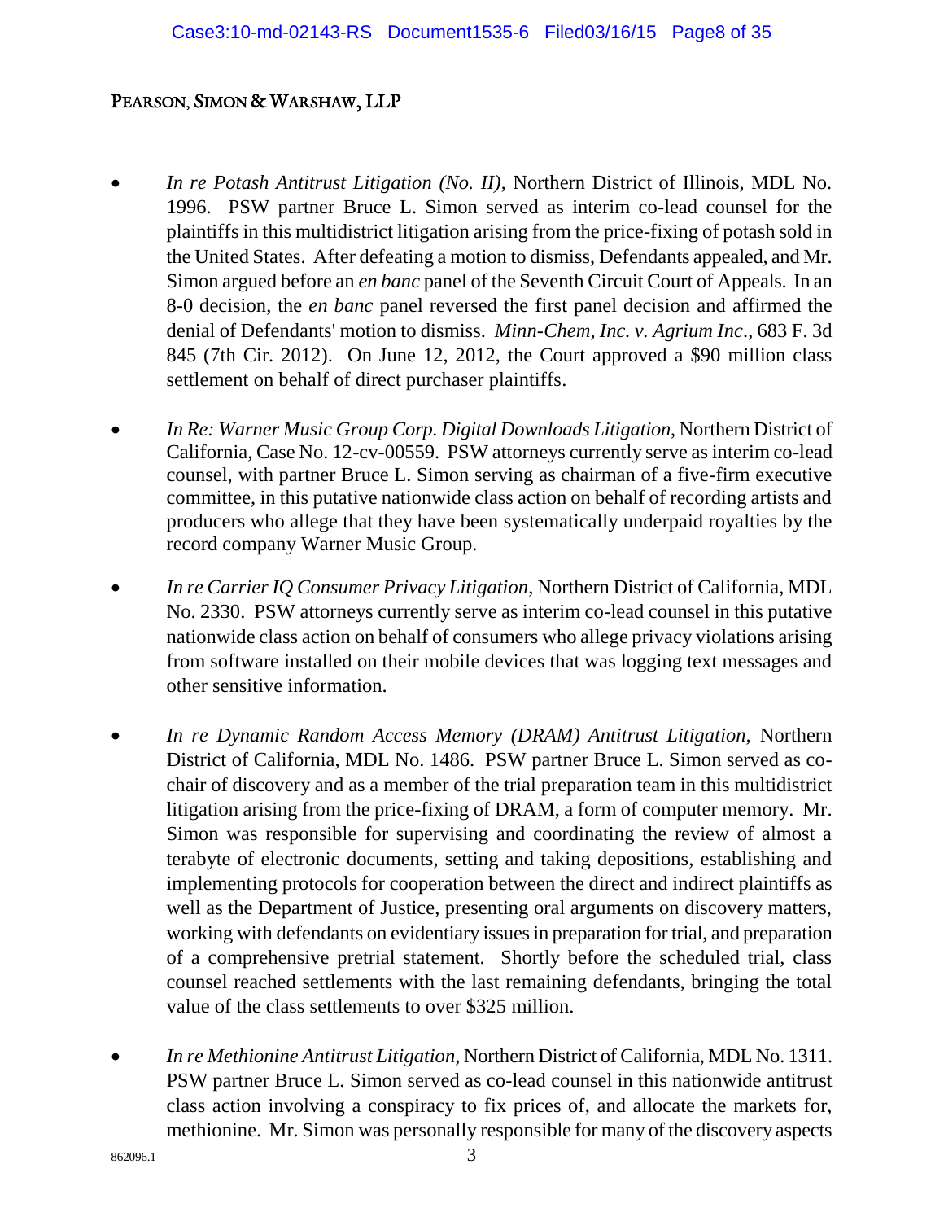- *In re Potash Antitrust Litigation (No. II)*, Northern District of Illinois, MDL No. 1996. PSW partner Bruce L. Simon served as interim co-lead counsel for the plaintiffs in this multidistrict litigation arising from the price-fixing of potash sold in the United States. After defeating a motion to dismiss, Defendants appealed, and Mr. Simon argued before an *en banc* panel of the Seventh Circuit Court of Appeals. In an 8-0 decision, the *en banc* panel reversed the first panel decision and affirmed the denial of Defendants' motion to dismiss. *Minn-Chem, Inc. v. Agrium Inc*., 683 F. 3d 845 (7th Cir. 2012). On June 12, 2012, the Court approved a $90 million class settlement on behalf of direct purchaser plaintiffs.

- *In Re: Warner Music Group Corp. Digital Downloads Litigation*, Northern District of California, Case No. 12-cv-00559. PSW attorneys currently serve as interim co-lead counsel, with partner Bruce L. Simon serving as chairman of a five-firm executive committee, in this putative nationwide class action on behalf of recording artists and producers who allege that they have been systematically underpaid royalties by the record company Warner Music Group.

- *In re Carrier IQ Consumer Privacy Litigation*, Northern District of California, MDL No. 2330. PSW attorneys currently serve as interim co-lead counsel in this putative nationwide class action on behalf of consumers who allege privacy violations arising from software installed on their mobile devices that was logging text messages and other sensitive information.

- *In re Dynamic Random Access Memory (DRAM) Antitrust Litigation*, Northern District of California, MDL No. 1486. PSW partner Bruce L. Simon served as co-chair of discovery and as a member of the trial preparation team in this multidistrict litigation arising from the price-fixing of DRAM, a form of computer memory. Mr. Simon was responsible for supervising and coordinating the review of almost a terabyte of electronic documents, setting and taking depositions, establishing and implementing protocols for cooperation between the direct and indirect plaintiffs as well as the Department of Justice, presenting oral arguments on discovery matters, working with defendants on evidentiary issues in preparation for trial, and preparation of a comprehensive pretrial statement. Shortly before the scheduled trial, class counsel reached settlements with the last remaining defendants, bringing the total value of the class settlements to over $325 million.

- *In re Methionine Antitrust Litigation*, Northern District of California, MDL No. 1311. PSW partner Bruce L. Simon served as co-lead counsel in this nationwide antitrust class action involving a conspiracy to fix prices of, and allocate the markets for, methionine. Mr. Simon was personally responsible for many of the discovery aspects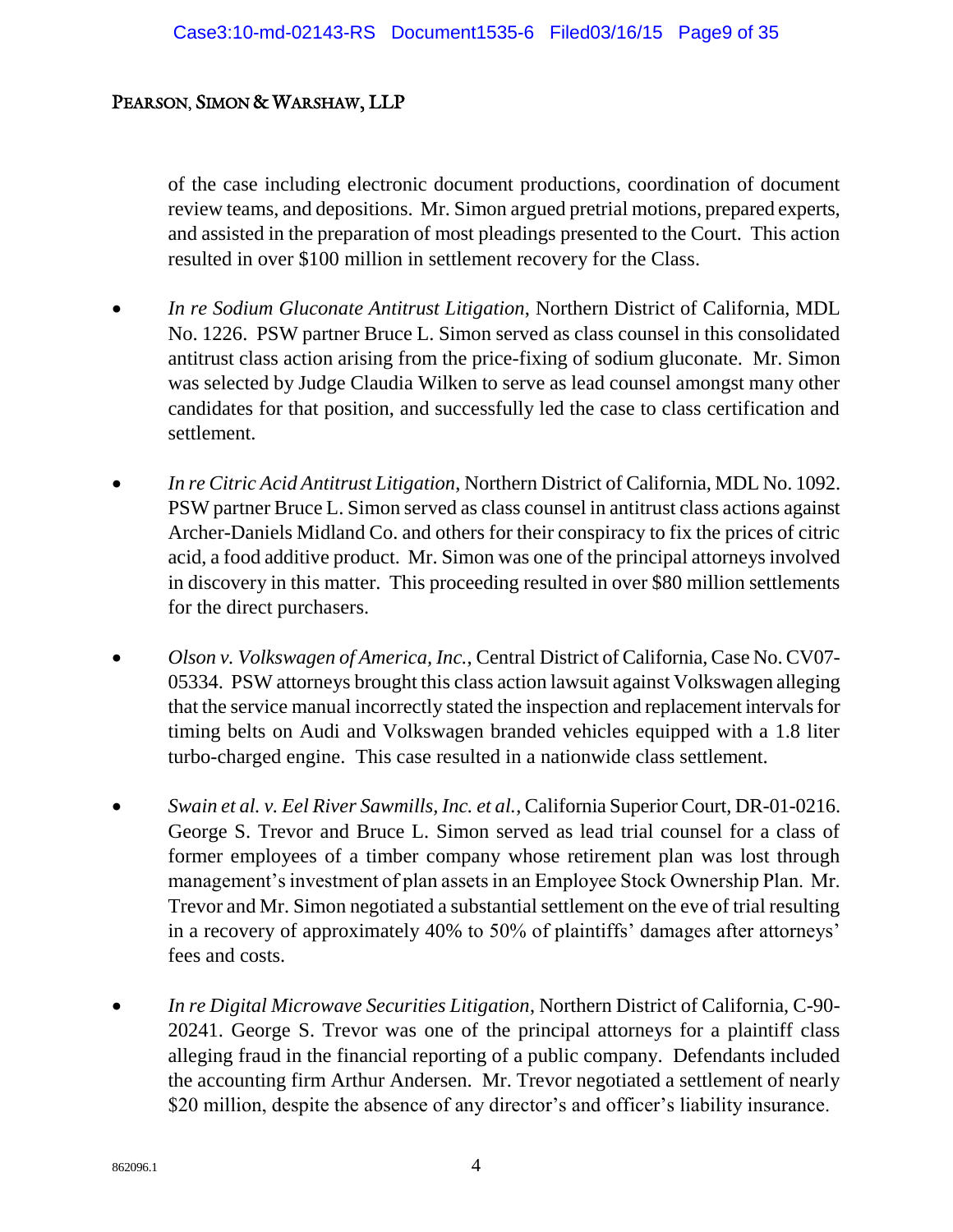of the case including electronic document productions, coordination of document review teams, and depositions. Mr. Simon argued pretrial motions, prepared experts, and assisted in the preparation of most pleadings presented to the Court. This action resulted in over $100 million in settlement recovery for the Class.

- *In re Sodium Gluconate Antitrust Litigation*, Northern District of California, MDL No. 1226. PSW partner Bruce L. Simon served as class counsel in this consolidated antitrust class action arising from the price-fixing of sodium gluconate. Mr. Simon was selected by Judge Claudia Wilken to serve as lead counsel amongst many other candidates for that position, and successfully led the case to class certification and settlement.

- *In re Citric Acid Antitrust Litigation*, Northern District of California, MDL No. 1092. PSW partner Bruce L. Simon served as class counsel in antitrust class actions against Archer-Daniels Midland Co. and others for their conspiracy to fix the prices of citric acid, a food additive product. Mr. Simon was one of the principal attorneys involved in discovery in this matter. This proceeding resulted in over $80 million settlements for the direct purchasers.

- *Olson v. Volkswagen of America, Inc.*, Central District of California, Case No. CV07-05334. PSW attorneys brought this class action lawsuit against Volkswagen alleging that the service manual incorrectly stated the inspection and replacement intervals for timing belts on Audi and Volkswagen branded vehicles equipped with a 1.8 liter turbo-charged engine. This case resulted in a nationwide class settlement.

- *Swain et al. v. Eel River Sawmills, Inc. et al.*, California Superior Court, DR-01-0216. George S. Trevor and Bruce L. Simon served as lead trial counsel for a class of former employees of a timber company whose retirement plan was lost through management's investment of plan assets in an Employee Stock Ownership Plan. Mr. Trevor and Mr. Simon negotiated a substantial settlement on the eve of trial resulting in a recovery of approximately 40% to 50% of plaintiffs' damages after attorneys' fees and costs.

- *In re Digital Microwave Securities Litigation*, Northern District of California, C-90-20241. George S. Trevor was one of the principal attorneys for a plaintiff class alleging fraud in the financial reporting of a public company. Defendants included the accounting firm Arthur Andersen. Mr. Trevor negotiated a settlement of nearly $20 million, despite the absence of any director's and officer's liability insurance.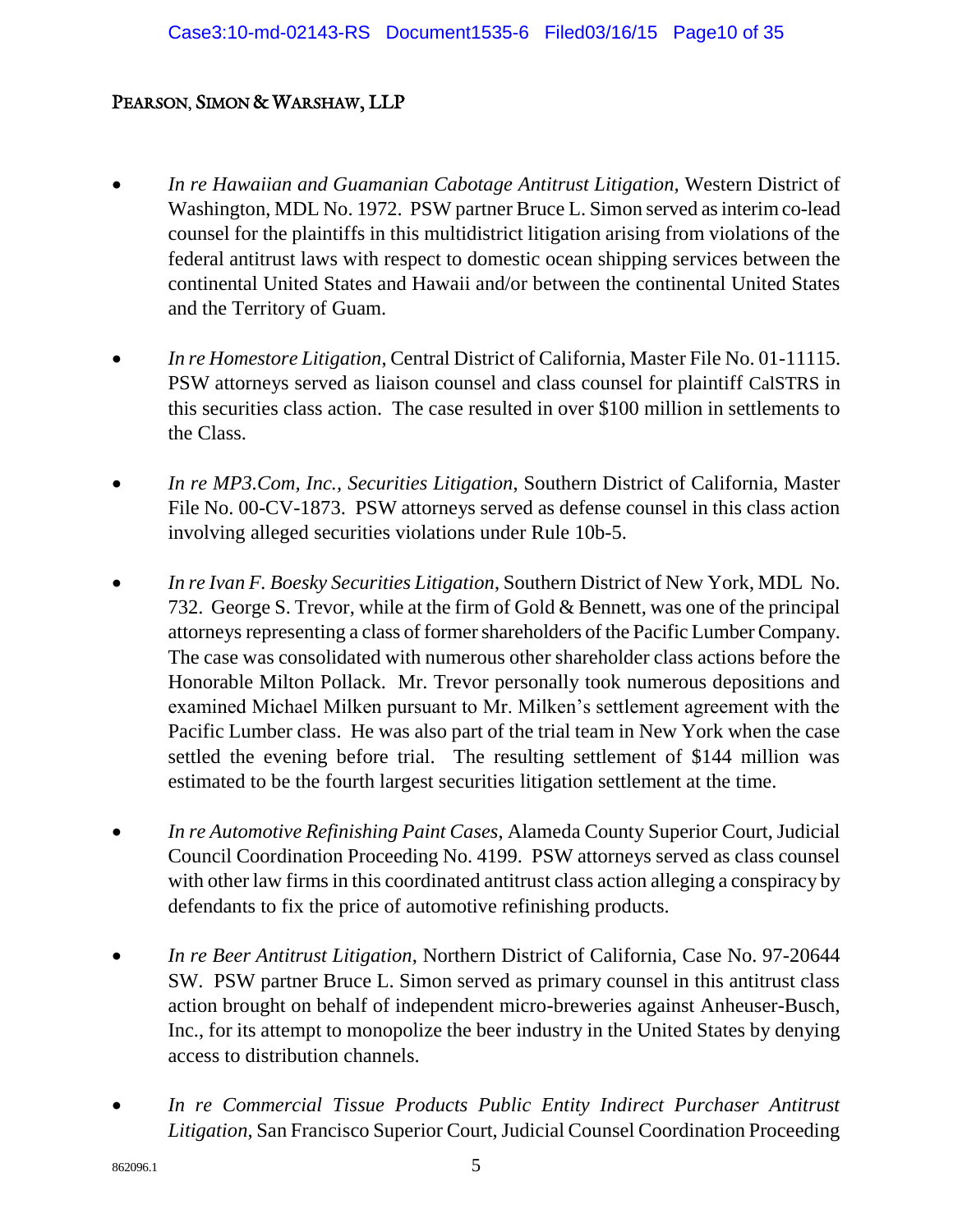- *In re Hawaiian and Guamanian Cabotage Antitrust Litigation*, Western District of Washington, MDL No. 1972. PSW partner Bruce L. Simon served as interim co-lead counsel for the plaintiffs in this multidistrict litigation arising from violations of the federal antitrust laws with respect to domestic ocean shipping services between the continental United States and Hawaii and/or between the continental United States and the Territory of Guam.

- *In re Homestore Litigation*, Central District of California, Master File No. 01-11115. PSW attorneys served as liaison counsel and class counsel for plaintiff CalSTRS in this securities class action. The case resulted in over $100 million in settlements to the Class.

- *In re MP3.Com, Inc., Securities Litigation*, Southern District of California, Master File No. 00-CV-1873. PSW attorneys served as defense counsel in this class action involving alleged securities violations under Rule 10b-5.

- *In re Ivan F. Boesky Securities Litigation*, Southern District of New York, MDL No. 732. George S. Trevor, while at the firm of Gold & Bennett, was one of the principal attorneys representing a class of former shareholders of the Pacific Lumber Company. The case was consolidated with numerous other shareholder class actions before the Honorable Milton Pollack. Mr. Trevor personally took numerous depositions and examined Michael Milken pursuant to Mr. Milken's settlement agreement with the Pacific Lumber class. He was also part of the trial team in New York when the case settled the evening before trial. The resulting settlement of $144 million was estimated to be the fourth largest securities litigation settlement at the time.

- *In re Automotive Refinishing Paint Cases*, Alameda County Superior Court, Judicial Council Coordination Proceeding No. 4199. PSW attorneys served as class counsel with other law firms in this coordinated antitrust class action alleging a conspiracy by defendants to fix the price of automotive refinishing products.

- *In re Beer Antitrust Litigation*, Northern District of California, Case No. 97-20644 SW. PSW partner Bruce L. Simon served as primary counsel in this antitrust class action brought on behalf of independent micro-breweries against Anheuser-Busch, Inc., for its attempt to monopolize the beer industry in the United States by denying access to distribution channels.

- *In re Commercial Tissue Products Public Entity Indirect Purchaser Antitrust Litigation*, San Francisco Superior Court, Judicial Counsel Coordination Proceeding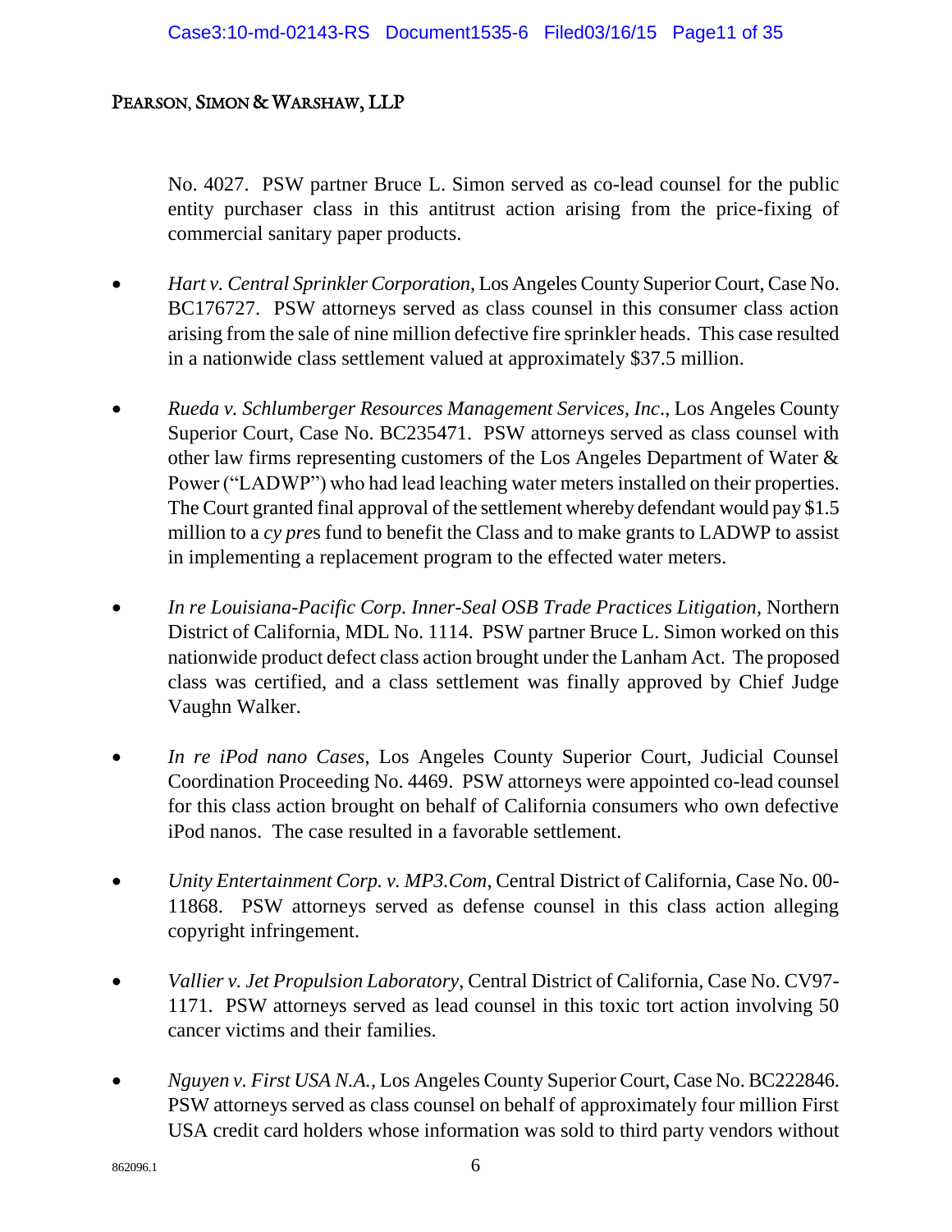No. 4027. PSW partner Bruce L. Simon served as co-lead counsel for the public entity purchaser class in this antitrust action arising from the price-fixing of commercial sanitary paper products.

- *Hart v. Central Sprinkler Corporation*, Los Angeles County Superior Court, Case No. BC176727. PSW attorneys served as class counsel in this consumer class action arising from the sale of nine million defective fire sprinkler heads. This case resulted in a nationwide class settlement valued at approximately $37.5 million.

- *Rueda v. Schlumberger Resources Management Services, Inc*., Los Angeles County Superior Court, Case No. BC235471. PSW attorneys served as class counsel with other law firms representing customers of the Los Angeles Department of Water & Power ("LADWP") who had lead leaching water meters installed on their properties. The Court granted final approval of the settlement whereby defendant would pay $1.5 million to a *cy pre*s fund to benefit the Class and to make grants to LADWP to assist in implementing a replacement program to the effected water meters.

- *In re Louisiana-Pacific Corp. Inner-Seal OSB Trade Practices Litigation*, Northern District of California, MDL No. 1114. PSW partner Bruce L. Simon worked on this nationwide product defect class action brought under the Lanham Act. The proposed class was certified, and a class settlement was finally approved by Chief Judge Vaughn Walker.

- *In re iPod nano Cases*, Los Angeles County Superior Court, Judicial Counsel Coordination Proceeding No. 4469. PSW attorneys were appointed co-lead counsel for this class action brought on behalf of California consumers who own defective iPod nanos. The case resulted in a favorable settlement.

- *Unity Entertainment Corp. v. MP3.Com*, Central District of California, Case No. 00-11868. PSW attorneys served as defense counsel in this class action alleging copyright infringement.

- *Vallier v. Jet Propulsion Laboratory*, Central District of California, Case No. CV97-1171. PSW attorneys served as lead counsel in this toxic tort action involving 50 cancer victims and their families.

- *Nguyen v. First USA N.A.*, Los Angeles County Superior Court, Case No. BC222846. PSW attorneys served as class counsel on behalf of approximately four million First USA credit card holders whose information was sold to third party vendors without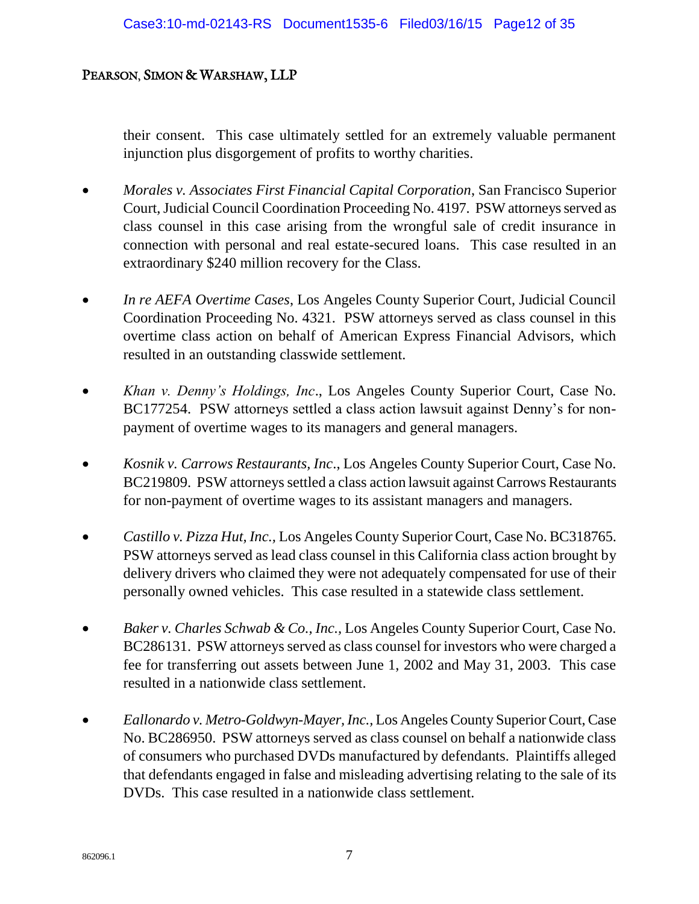their consent. This case ultimately settled for an extremely valuable permanent injunction plus disgorgement of profits to worthy charities.

- *Morales v. Associates First Financial Capital Corporation*, San Francisco Superior Court, Judicial Council Coordination Proceeding No. 4197. PSW attorneys served as class counsel in this case arising from the wrongful sale of credit insurance in connection with personal and real estate-secured loans. This case resulted in an extraordinary $240 million recovery for the Class.

- *In re AEFA Overtime Cases*, Los Angeles County Superior Court, Judicial Council Coordination Proceeding No. 4321. PSW attorneys served as class counsel in this overtime class action on behalf of American Express Financial Advisors, which resulted in an outstanding classwide settlement.

- *Khan v. Denny's Holdings, Inc*., Los Angeles County Superior Court, Case No. BC177254. PSW attorneys settled a class action lawsuit against Denny's for non-payment of overtime wages to its managers and general managers.

- *Kosnik v. Carrows Restaurants, Inc*., Los Angeles County Superior Court, Case No. BC219809. PSW attorneys settled a class action lawsuit against Carrows Restaurants for non-payment of overtime wages to its assistant managers and managers.

- *Castillo v. Pizza Hut, Inc.*, Los Angeles County Superior Court, Case No. BC318765. PSW attorneys served as lead class counsel in this California class action brought by delivery drivers who claimed they were not adequately compensated for use of their personally owned vehicles. This case resulted in a statewide class settlement.

- *Baker v. Charles Schwab & Co., Inc.*, Los Angeles County Superior Court, Case No. BC286131. PSW attorneys served as class counsel for investors who were charged a fee for transferring out assets between June 1, 2002 and May 31, 2003. This case resulted in a nationwide class settlement.

- *Eallonardo v. Metro-Goldwyn-Mayer, Inc.*, Los Angeles County Superior Court, Case No. BC286950. PSW attorneys served as class counsel on behalf a nationwide class of consumers who purchased DVDs manufactured by defendants. Plaintiffs alleged that defendants engaged in false and misleading advertising relating to the sale of its DVDs. This case resulted in a nationwide class settlement.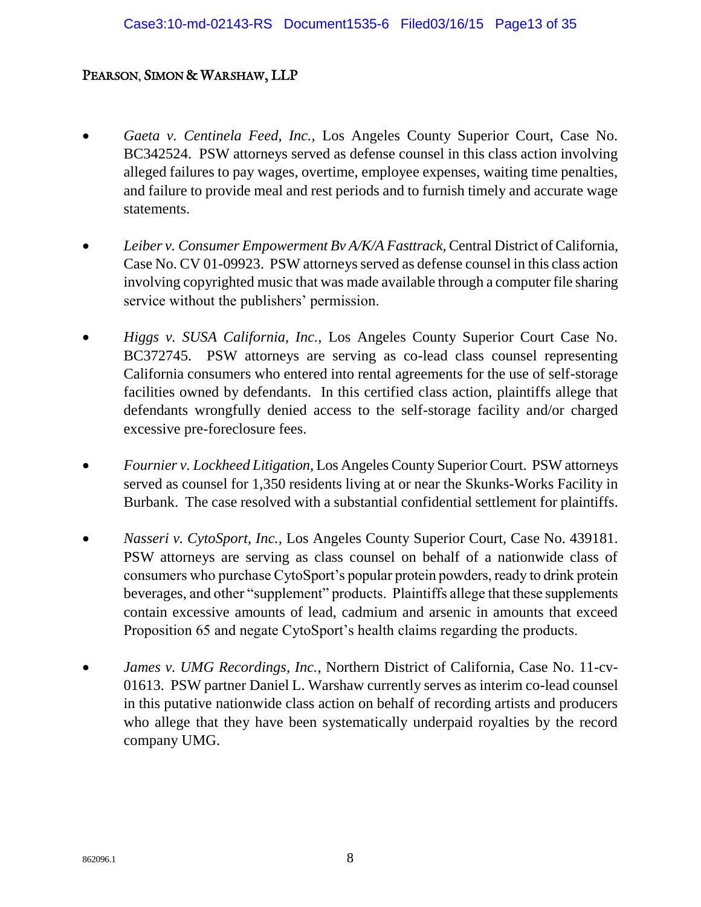PEARSON, SIMON & WARSHAW, LLP

- *Gaeta v. Centinela Feed, Inc.*, Los Angeles County Superior Court, Case No. BC342524. PSW attorneys served as defense counsel in this class action involving alleged failures to pay wages, overtime, employee expenses, waiting time penalties, and failure to provide meal and rest periods and to furnish timely and accurate wage statements.

- *Leiber v. Consumer Empowerment Bv A/K/A Fasttrack*, Central District of California, Case No. CV 01-09923. PSW attorneys served as defense counsel in this class action involving copyrighted music that was made available through a computer file sharing service without the publishers' permission.

- *Higgs v. SUSA California, Inc.*, Los Angeles County Superior Court Case No. BC372745. PSW attorneys are serving as co-lead class counsel representing California consumers who entered into rental agreements for the use of self-storage facilities owned by defendants. In this certified class action, plaintiffs allege that defendants wrongfully denied access to the self-storage facility and/or charged excessive pre-foreclosure fees.

- *Fournier v. Lockheed Litigation*, Los Angeles County Superior Court. PSW attorneys served as counsel for 1,350 residents living at or near the Skunks-Works Facility in Burbank. The case resolved with a substantial confidential settlement for plaintiffs.

- *Nasseri v. CytoSport, Inc.*, Los Angeles County Superior Court, Case No. 439181. PSW attorneys are serving as class counsel on behalf of a nationwide class of consumers who purchase CytoSport's popular protein powders, ready to drink protein beverages, and other "supplement" products. Plaintiffs allege that these supplements contain excessive amounts of lead, cadmium and arsenic in amounts that exceed Proposition 65 and negate CytoSport's health claims regarding the products.

- *James v. UMG Recordings, Inc.*, Northern District of California, Case No. 11-cv-01613. PSW partner Daniel L. Warshaw currently serves as interim co-lead counsel in this putative nationwide class action on behalf of recording artists and producers who allege that they have been systematically underpaid royalties by the record company UMG.

862096.1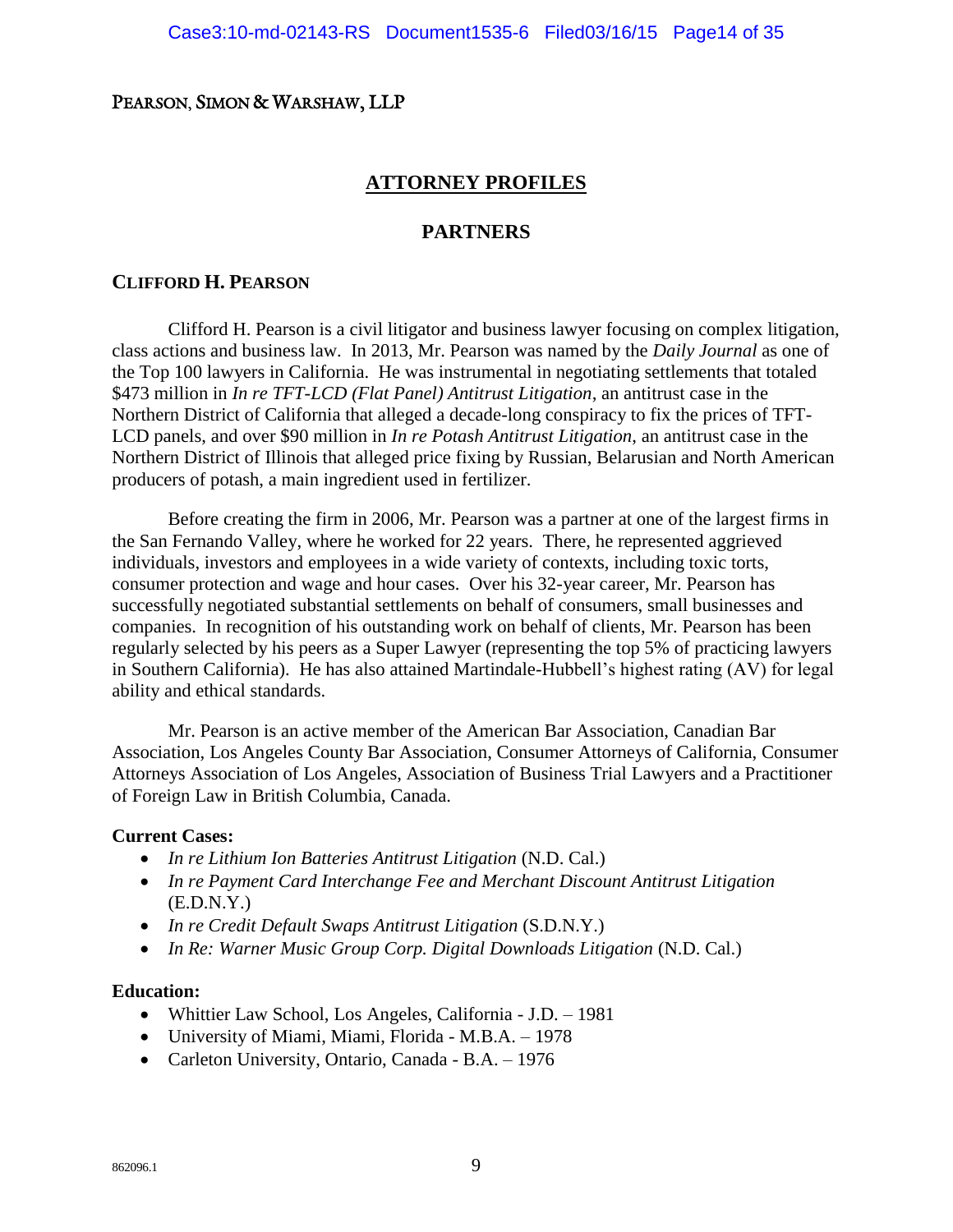PEARSON, SIMON & WARSHAW, LLP

## ATTORNEY PROFILES

## PARTNERS

### CLIFFORD H. PEARSON

Clifford H. Pearson is a civil litigator and business lawyer focusing on complex litigation, class actions and business law. In 2013, Mr. Pearson was named by the *Daily Journal* as one of the Top 100 lawyers in California. He was instrumental in negotiating settlements that totaled $473 million in *In re TFT-LCD (Flat Panel) Antitrust Litigation*, an antitrust case in the Northern District of California that alleged a decade-long conspiracy to fix the prices of TFT-LCD panels, and over $90 million in *In re Potash Antitrust Litigation*, an antitrust case in the Northern District of Illinois that alleged price fixing by Russian, Belarusian and North American producers of potash, a main ingredient used in fertilizer.

Before creating the firm in 2006, Mr. Pearson was a partner at one of the largest firms in the San Fernando Valley, where he worked for 22 years. There, he represented aggrieved individuals, investors and employees in a wide variety of contexts, including toxic torts, consumer protection and wage and hour cases. Over his 32-year career, Mr. Pearson has successfully negotiated substantial settlements on behalf of consumers, small businesses and companies. In recognition of his outstanding work on behalf of clients, Mr. Pearson has been regularly selected by his peers as a Super Lawyer (representing the top 5% of practicing lawyers in Southern California). He has also attained Martindale-Hubbell's highest rating (AV) for legal ability and ethical standards.

Mr. Pearson is an active member of the American Bar Association, Canadian Bar Association, Los Angeles County Bar Association, Consumer Attorneys of California, Consumer Attorneys Association of Los Angeles, Association of Business Trial Lawyers and a Practitioner of Foreign Law in British Columbia, Canada.

**Current Cases:**

- *In re Lithium Ion Batteries Antitrust Litigation* (N.D. Cal.)
- *In re Payment Card Interchange Fee and Merchant Discount Antitrust Litigation* (E.D.N.Y.)
- *In re Credit Default Swaps Antitrust Litigation* (S.D.N.Y.)
- *In Re: Warner Music Group Corp. Digital Downloads Litigation* (N.D. Cal.)

**Education:**

- Whittier Law School, Los Angeles, California - J.D. – 1981
- University of Miami, Miami, Florida - M.B.A. – 1978
- Carleton University, Ontario, Canada - B.A. – 1976

862096.1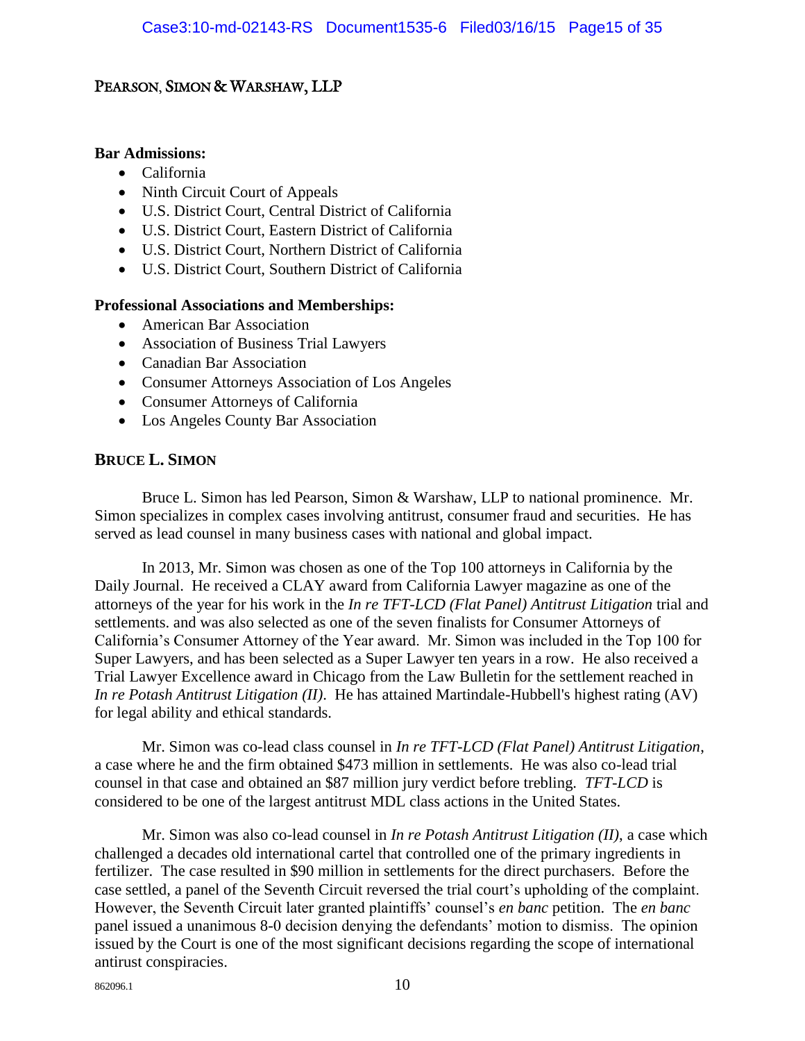PEARSON, SIMON & WARSHAW, LLP

**Bar Admissions:**

- California
- Ninth Circuit Court of Appeals
- U.S. District Court, Central District of California
- U.S. District Court, Eastern District of California
- U.S. District Court, Northern District of California
- U.S. District Court, Southern District of California

**Professional Associations and Memberships:**

- American Bar Association
- Association of Business Trial Lawyers
- Canadian Bar Association
- Consumer Attorneys Association of Los Angeles
- Consumer Attorneys of California
- Los Angeles County Bar Association

## BRUCE L. SIMON

Bruce L. Simon has led Pearson, Simon & Warshaw, LLP to national prominence. Mr. Simon specializes in complex cases involving antitrust, consumer fraud and securities. He has served as lead counsel in many business cases with national and global impact.

In 2013, Mr. Simon was chosen as one of the Top 100 attorneys in California by the Daily Journal. He received a CLAY award from California Lawyer magazine as one of the attorneys of the year for his work in the *In re TFT-LCD (Flat Panel) Antitrust Litigation* trial and settlements. and was also selected as one of the seven finalists for Consumer Attorneys of California's Consumer Attorney of the Year award. Mr. Simon was included in the Top 100 for Super Lawyers, and has been selected as a Super Lawyer ten years in a row. He also received a Trial Lawyer Excellence award in Chicago from the Law Bulletin for the settlement reached in *In re Potash Antitrust Litigation (II)*. He has attained Martindale-Hubbell's highest rating (AV) for legal ability and ethical standards.

Mr. Simon was co-lead class counsel in *In re TFT-LCD (Flat Panel) Antitrust Litigation*, a case where he and the firm obtained $473 million in settlements. He was also co-lead trial counsel in that case and obtained an $87 million jury verdict before trebling. *TFT-LCD* is considered to be one of the largest antitrust MDL class actions in the United States.

Mr. Simon was also co-lead counsel in *In re Potash Antitrust Litigation (II)*, a case which challenged a decades old international cartel that controlled one of the primary ingredients in fertilizer. The case resulted in $90 million in settlements for the direct purchasers. Before the case settled, a panel of the Seventh Circuit reversed the trial court's upholding of the complaint. However, the Seventh Circuit later granted plaintiffs' counsel's *en banc* petition. The *en banc* panel issued a unanimous 8-0 decision denying the defendants' motion to dismiss. The opinion issued by the Court is one of the most significant decisions regarding the scope of international antirust conspiracies.

862096.1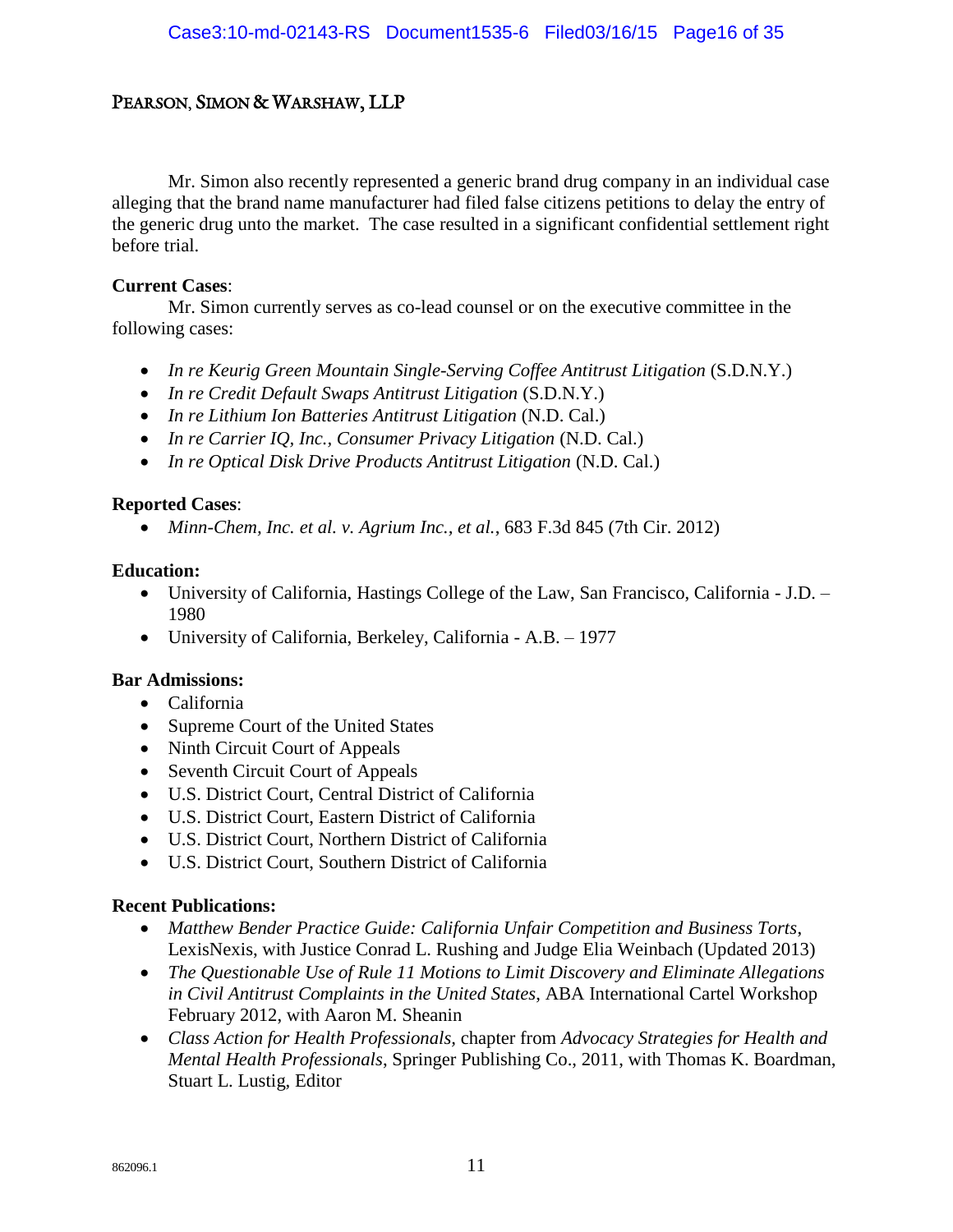Mr. Simon also recently represented a generic brand drug company in an individual case alleging that the brand name manufacturer had filed false citizens petitions to delay the entry of the generic drug unto the market. The case resulted in a significant confidential settlement right before trial.

**Current Cases**:

Mr. Simon currently serves as co-lead counsel or on the executive committee in the following cases:

- *In re Keurig Green Mountain Single-Serving Coffee Antitrust Litigation* (S.D.N.Y.)
- *In re Credit Default Swaps Antitrust Litigation* (S.D.N.Y.)
- *In re Lithium Ion Batteries Antitrust Litigation* (N.D. Cal.)
- *In re Carrier IQ, Inc., Consumer Privacy Litigation* (N.D. Cal.)
- *In re Optical Disk Drive Products Antitrust Litigation* (N.D. Cal.)

**Reported Cases**:

- *Minn-Chem, Inc. et al. v. Agrium Inc., et al.*, 683 F.3d 845 (7th Cir. 2012)

**Education:**

- University of California, Hastings College of the Law, San Francisco, California - J.D. – 1980
- University of California, Berkeley, California - A.B. – 1977

**Bar Admissions:**

- California
- Supreme Court of the United States
- Ninth Circuit Court of Appeals
- Seventh Circuit Court of Appeals
- U.S. District Court, Central District of California
- U.S. District Court, Eastern District of California
- U.S. District Court, Northern District of California
- U.S. District Court, Southern District of California

**Recent Publications:**

- *Matthew Bender Practice Guide: California Unfair Competition and Business Torts*, LexisNexis, with Justice Conrad L. Rushing and Judge Elia Weinbach (Updated 2013)
- *The Questionable Use of Rule 11 Motions to Limit Discovery and Eliminate Allegations in Civil Antitrust Complaints in the United States*, ABA International Cartel Workshop February 2012, with Aaron M. Sheanin
- *Class Action for Health Professionals*, chapter from *Advocacy Strategies for Health and Mental Health Professionals*, Springer Publishing Co., 2011, with Thomas K. Boardman, Stuart L. Lustig, Editor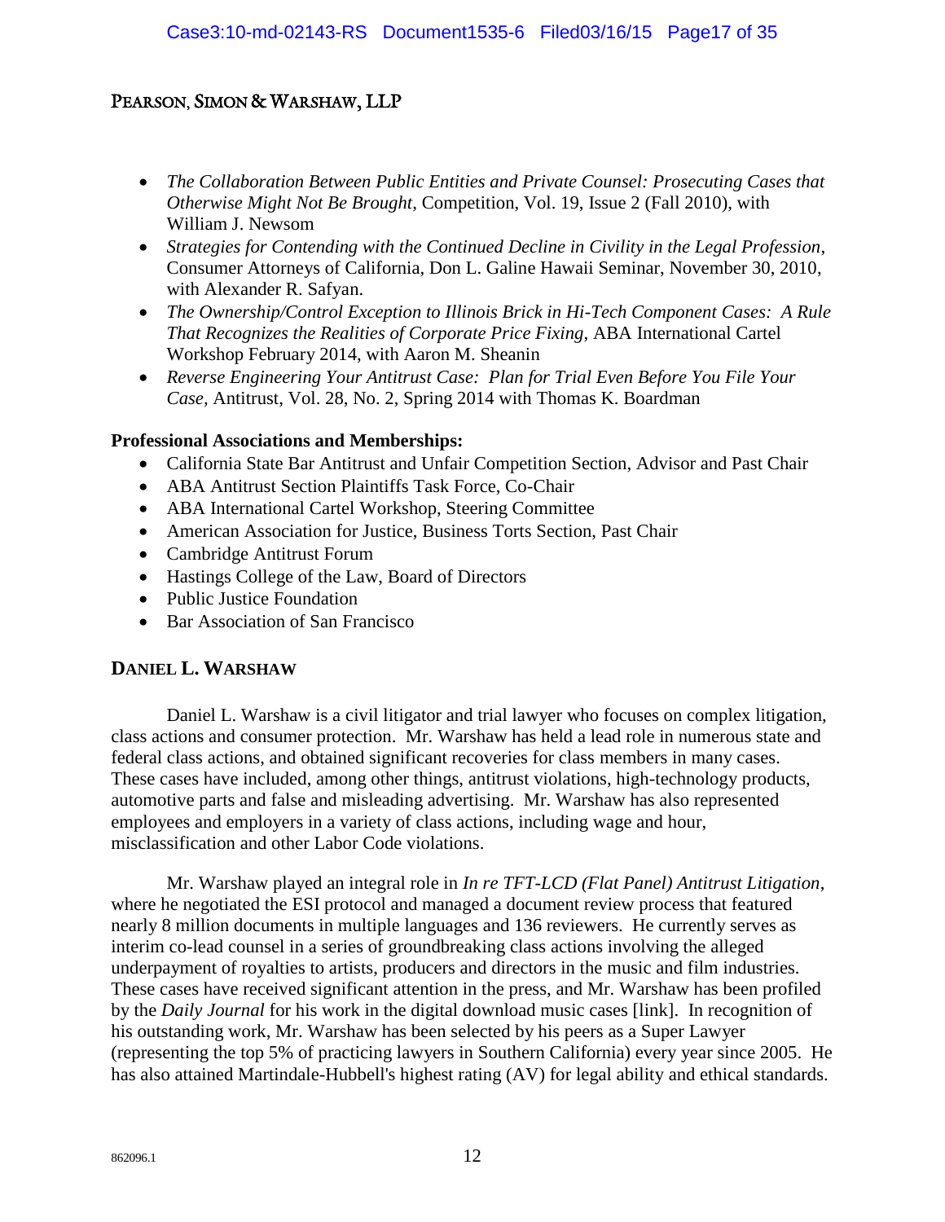PEARSON, SIMON & WARSHAW, LLP

- *The Collaboration Between Public Entities and Private Counsel: Prosecuting Cases that Otherwise Might Not Be Brought*, Competition, Vol. 19, Issue 2 (Fall 2010), with William J. Newsom
- *Strategies for Contending with the Continued Decline in Civility in the Legal Profession*, Consumer Attorneys of California, Don L. Galine Hawaii Seminar, November 30, 2010, with Alexander R. Safyan.
- *The Ownership/Control Exception to Illinois Brick in Hi-Tech Component Cases: A Rule That Recognizes the Realities of Corporate Price Fixing*, ABA International Cartel Workshop February 2014, with Aaron M. Sheanin
- *Reverse Engineering Your Antitrust Case: Plan for Trial Even Before You File Your Case*, Antitrust, Vol. 28, No. 2, Spring 2014 with Thomas K. Boardman

**Professional Associations and Memberships:**

- California State Bar Antitrust and Unfair Competition Section, Advisor and Past Chair
- ABA Antitrust Section Plaintiffs Task Force, Co-Chair
- ABA International Cartel Workshop, Steering Committee
- American Association for Justice, Business Torts Section, Past Chair
- Cambridge Antitrust Forum
- Hastings College of the Law, Board of Directors
- Public Justice Foundation
- Bar Association of San Francisco

## DANIEL L. WARSHAW

Daniel L. Warshaw is a civil litigator and trial lawyer who focuses on complex litigation, class actions and consumer protection. Mr. Warshaw has held a lead role in numerous state and federal class actions, and obtained significant recoveries for class members in many cases. These cases have included, among other things, antitrust violations, high-technology products, automotive parts and false and misleading advertising. Mr. Warshaw has also represented employees and employers in a variety of class actions, including wage and hour, misclassification and other Labor Code violations.

Mr. Warshaw played an integral role in *In re TFT-LCD (Flat Panel) Antitrust Litigation*, where he negotiated the ESI protocol and managed a document review process that featured nearly 8 million documents in multiple languages and 136 reviewers. He currently serves as interim co-lead counsel in a series of groundbreaking class actions involving the alleged underpayment of royalties to artists, producers and directors in the music and film industries. These cases have received significant attention in the press, and Mr. Warshaw has been profiled by the *Daily Journal* for his work in the digital download music cases [link]. In recognition of his outstanding work, Mr. Warshaw has been selected by his peers as a Super Lawyer (representing the top 5% of practicing lawyers in Southern California) every year since 2005. He has also attained Martindale-Hubbell's highest rating (AV) for legal ability and ethical standards.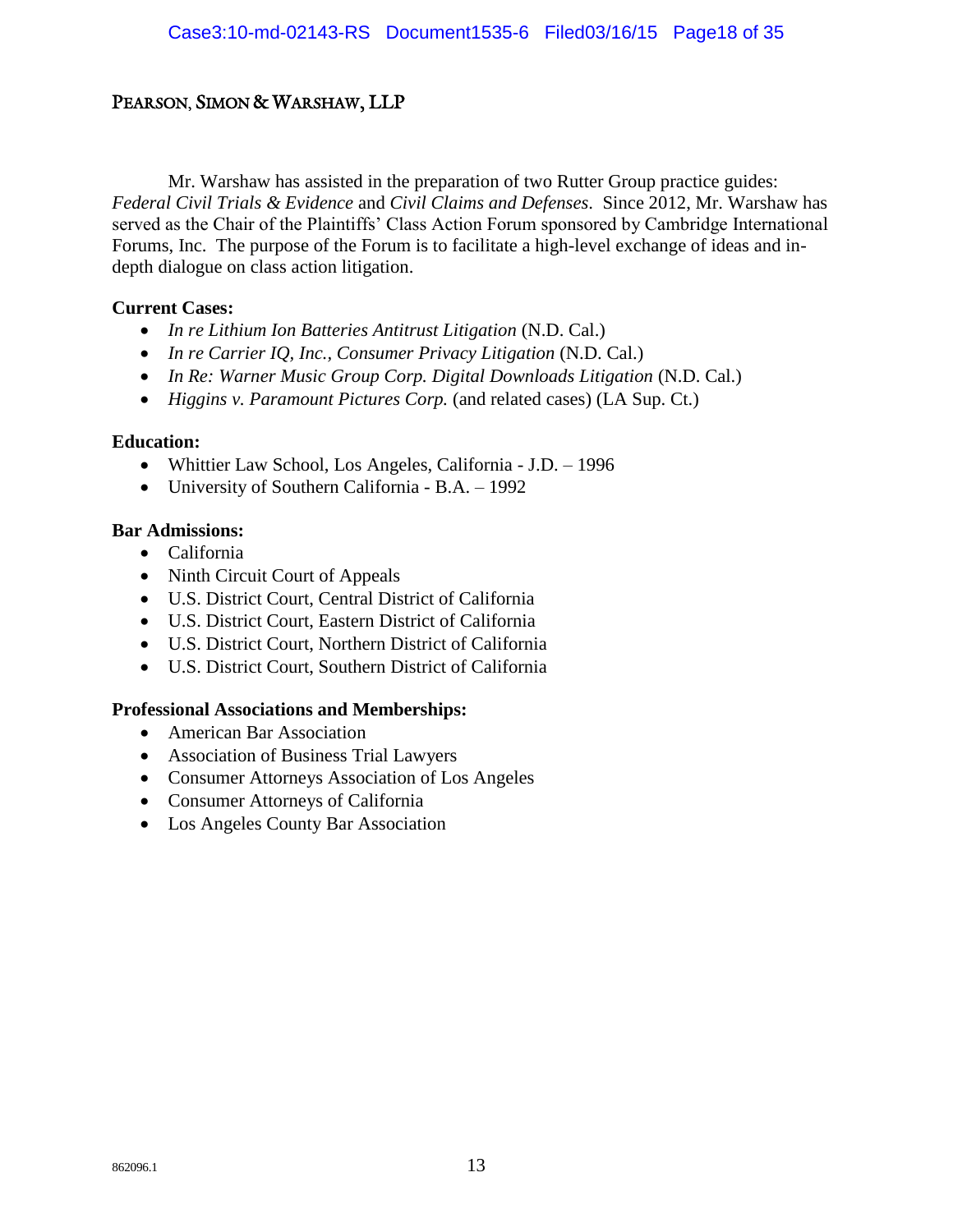PEARSON, SIMON & WARSHAW, LLP

Mr. Warshaw has assisted in the preparation of two Rutter Group practice guides: *Federal Civil Trials & Evidence* and *Civil Claims and Defenses*. Since 2012, Mr. Warshaw has served as the Chair of the Plaintiffs' Class Action Forum sponsored by Cambridge International Forums, Inc. The purpose of the Forum is to facilitate a high-level exchange of ideas and in-depth dialogue on class action litigation.

**Current Cases:**

- *In re Lithium Ion Batteries Antitrust Litigation* (N.D. Cal.)
- *In re Carrier IQ, Inc., Consumer Privacy Litigation* (N.D. Cal.)
- *In Re: Warner Music Group Corp. Digital Downloads Litigation* (N.D. Cal.)
- *Higgins v. Paramount Pictures Corp.* (and related cases) (LA Sup. Ct.)

**Education:**

- Whittier Law School, Los Angeles, California - J.D. – 1996
- University of Southern California - B.A. – 1992

**Bar Admissions:**

- California
- Ninth Circuit Court of Appeals
- U.S. District Court, Central District of California
- U.S. District Court, Eastern District of California
- U.S. District Court, Northern District of California
- U.S. District Court, Southern District of California

**Professional Associations and Memberships:**

- American Bar Association
- Association of Business Trial Lawyers
- Consumer Attorneys Association of Los Angeles
- Consumer Attorneys of California
- Los Angeles County Bar Association

862096.1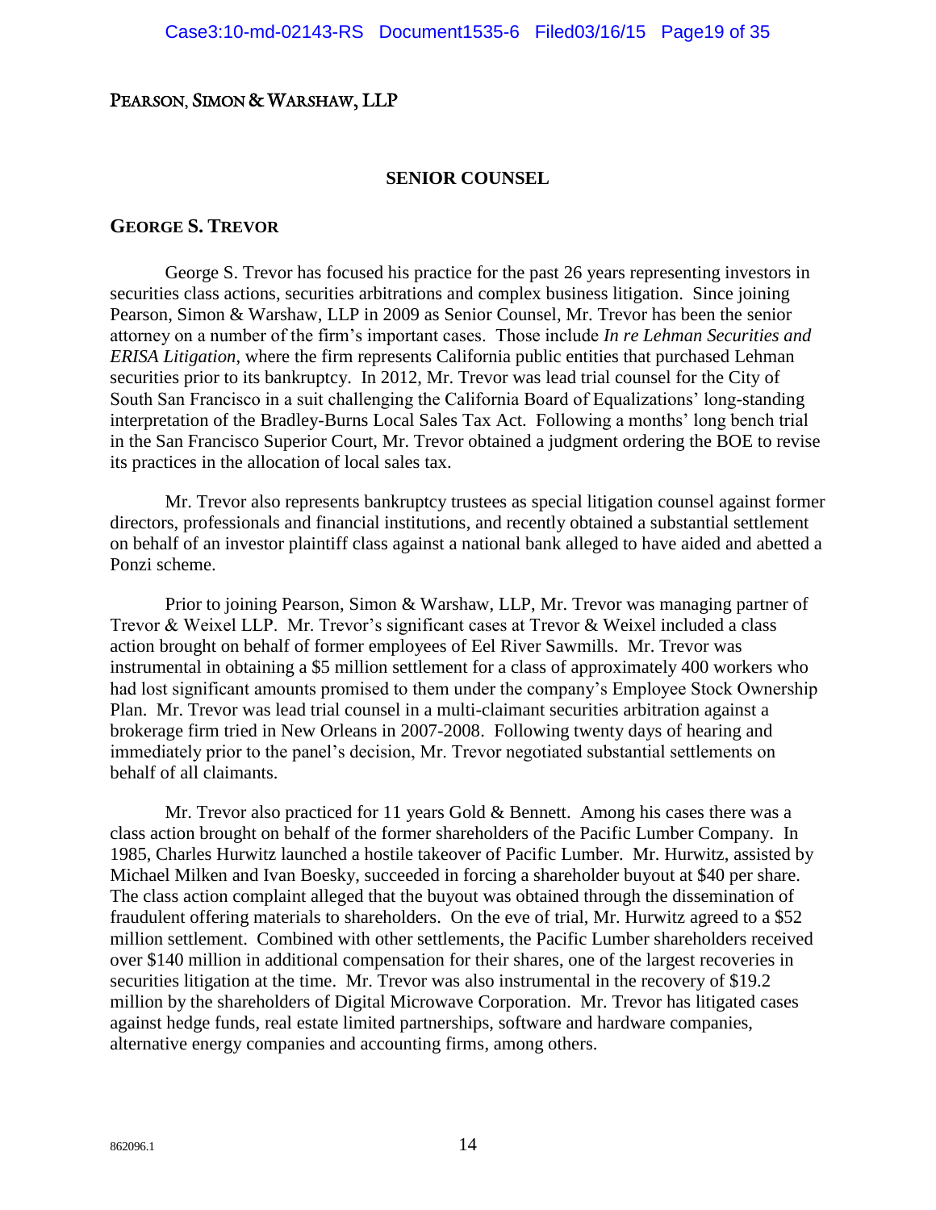PEARSON, SIMON & WARSHAW, LLP

## SENIOR COUNSEL

### GEORGE S. TREVOR

George S. Trevor has focused his practice for the past 26 years representing investors in securities class actions, securities arbitrations and complex business litigation. Since joining Pearson, Simon & Warshaw, LLP in 2009 as Senior Counsel, Mr. Trevor has been the senior attorney on a number of the firm's important cases. Those include *In re Lehman Securities and ERISA Litigation*, where the firm represents California public entities that purchased Lehman securities prior to its bankruptcy. In 2012, Mr. Trevor was lead trial counsel for the City of South San Francisco in a suit challenging the California Board of Equalizations' long-standing interpretation of the Bradley-Burns Local Sales Tax Act. Following a months' long bench trial in the San Francisco Superior Court, Mr. Trevor obtained a judgment ordering the BOE to revise its practices in the allocation of local sales tax.

Mr. Trevor also represents bankruptcy trustees as special litigation counsel against former directors, professionals and financial institutions, and recently obtained a substantial settlement on behalf of an investor plaintiff class against a national bank alleged to have aided and abetted a Ponzi scheme.

Prior to joining Pearson, Simon & Warshaw, LLP, Mr. Trevor was managing partner of Trevor & Weixel LLP. Mr. Trevor's significant cases at Trevor & Weixel included a class action brought on behalf of former employees of Eel River Sawmills. Mr. Trevor was instrumental in obtaining a $5 million settlement for a class of approximately 400 workers who had lost significant amounts promised to them under the company's Employee Stock Ownership Plan. Mr. Trevor was lead trial counsel in a multi-claimant securities arbitration against a brokerage firm tried in New Orleans in 2007-2008. Following twenty days of hearing and immediately prior to the panel's decision, Mr. Trevor negotiated substantial settlements on behalf of all claimants.

Mr. Trevor also practiced for 11 years Gold & Bennett. Among his cases there was a class action brought on behalf of the former shareholders of the Pacific Lumber Company. In 1985, Charles Hurwitz launched a hostile takeover of Pacific Lumber. Mr. Hurwitz, assisted by Michael Milken and Ivan Boesky, succeeded in forcing a shareholder buyout at $40 per share. The class action complaint alleged that the buyout was obtained through the dissemination of fraudulent offering materials to shareholders. On the eve of trial, Mr. Hurwitz agreed to a $52 million settlement. Combined with other settlements, the Pacific Lumber shareholders received over $140 million in additional compensation for their shares, one of the largest recoveries in securities litigation at the time. Mr. Trevor was also instrumental in the recovery of $19.2 million by the shareholders of Digital Microwave Corporation. Mr. Trevor has litigated cases against hedge funds, real estate limited partnerships, software and hardware companies, alternative energy companies and accounting firms, among others.

862096.1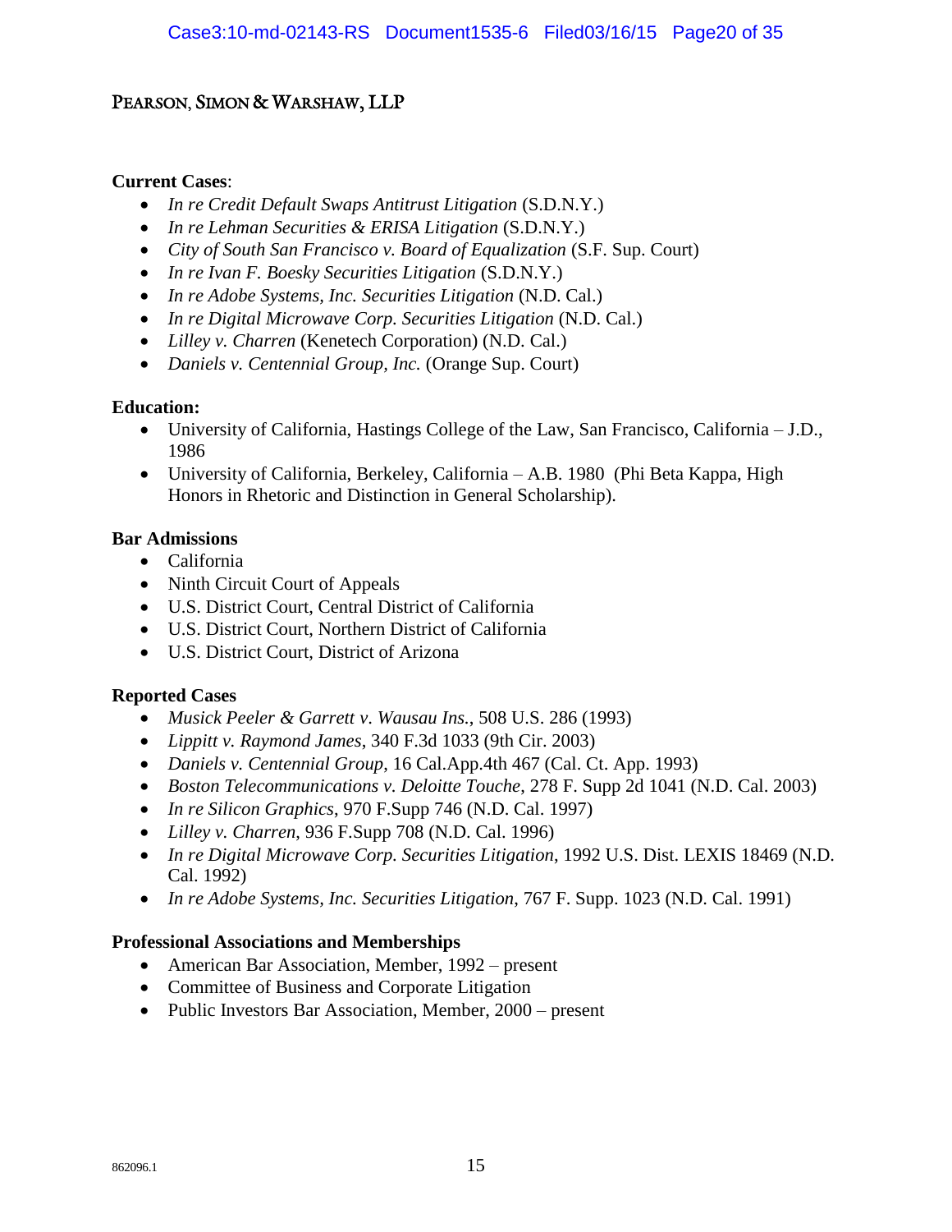PEARSON, SIMON & WARSHAW, LLP

**Current Cases**:

- *In re Credit Default Swaps Antitrust Litigation* (S.D.N.Y.)
- *In re Lehman Securities & ERISA Litigation* (S.D.N.Y.)
- *City of South San Francisco v. Board of Equalization* (S.F. Sup. Court)
- *In re Ivan F. Boesky Securities Litigation* (S.D.N.Y.)
- *In re Adobe Systems, Inc. Securities Litigation* (N.D. Cal.)
- *In re Digital Microwave Corp. Securities Litigation* (N.D. Cal.)
- *Lilley v. Charren* (Kenetech Corporation) (N.D. Cal.)
- *Daniels v. Centennial Group, Inc.* (Orange Sup. Court)

**Education:**

- University of California, Hastings College of the Law, San Francisco, California – J.D., 1986
- University of California, Berkeley, California – A.B. 1980 (Phi Beta Kappa, High Honors in Rhetoric and Distinction in General Scholarship).

**Bar Admissions**

- California
- Ninth Circuit Court of Appeals
- U.S. District Court, Central District of California
- U.S. District Court, Northern District of California
- U.S. District Court, District of Arizona

**Reported Cases**

- *Musick Peeler & Garrett v. Wausau Ins.*, 508 U.S. 286 (1993)
- *Lippitt v. Raymond James*, 340 F.3d 1033 (9th Cir. 2003)
- *Daniels v. Centennial Group*, 16 Cal.App.4th 467 (Cal. Ct. App. 1993)
- *Boston Telecommunications v. Deloitte Touche*, 278 F. Supp 2d 1041 (N.D. Cal. 2003)
- *In re Silicon Graphics*, 970 F.Supp 746 (N.D. Cal. 1997)
- *Lilley v. Charren*, 936 F.Supp 708 (N.D. Cal. 1996)
- *In re Digital Microwave Corp. Securities Litigation*, 1992 U.S. Dist. LEXIS 18469 (N.D. Cal. 1992)
- *In re Adobe Systems, Inc. Securities Litigation*, 767 F. Supp. 1023 (N.D. Cal. 1991)

**Professional Associations and Memberships**

- American Bar Association, Member, 1992 – present
- Committee of Business and Corporate Litigation
- Public Investors Bar Association, Member, 2000 – present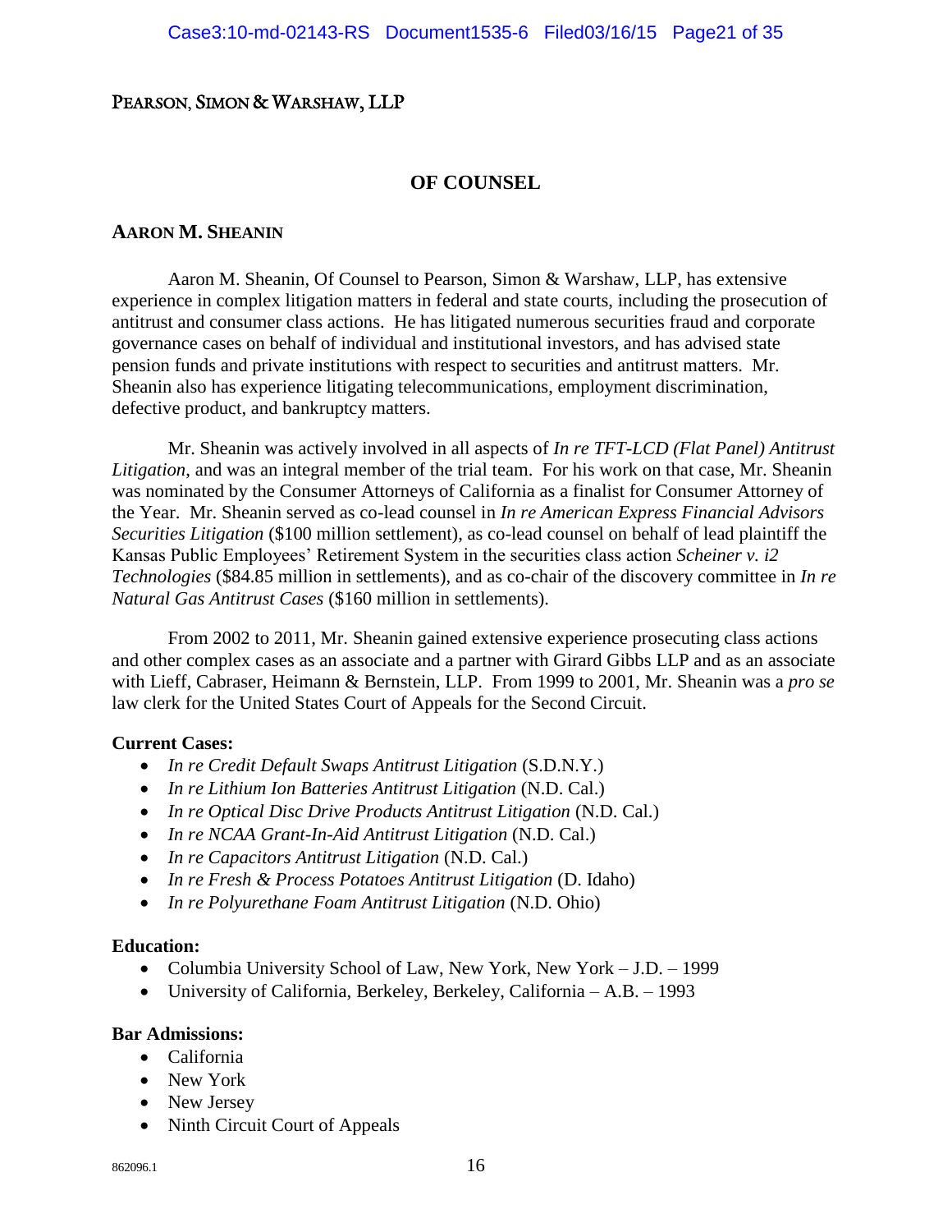PEARSON, SIMON & WARSHAW, LLP

## OF COUNSEL

### AARON M. SHEANIN

Aaron M. Sheanin, Of Counsel to Pearson, Simon & Warshaw, LLP, has extensive experience in complex litigation matters in federal and state courts, including the prosecution of antitrust and consumer class actions. He has litigated numerous securities fraud and corporate governance cases on behalf of individual and institutional investors, and has advised state pension funds and private institutions with respect to securities and antitrust matters. Mr. Sheanin also has experience litigating telecommunications, employment discrimination, defective product, and bankruptcy matters.

Mr. Sheanin was actively involved in all aspects of *In re TFT-LCD (Flat Panel) Antitrust Litigation*, and was an integral member of the trial team. For his work on that case, Mr. Sheanin was nominated by the Consumer Attorneys of California as a finalist for Consumer Attorney of the Year. Mr. Sheanin served as co-lead counsel in *In re American Express Financial Advisors Securities Litigation* ($100 million settlement), as co-lead counsel on behalf of lead plaintiff the Kansas Public Employees' Retirement System in the securities class action *Scheiner v. i2 Technologies* ($84.85 million in settlements), and as co-chair of the discovery committee in *In re Natural Gas Antitrust Cases* ($160 million in settlements).

From 2002 to 2011, Mr. Sheanin gained extensive experience prosecuting class actions and other complex cases as an associate and a partner with Girard Gibbs LLP and as an associate with Lieff, Cabraser, Heimann & Bernstein, LLP. From 1999 to 2001, Mr. Sheanin was a *pro se* law clerk for the United States Court of Appeals for the Second Circuit.

**Current Cases:**

- *In re Credit Default Swaps Antitrust Litigation* (S.D.N.Y.)
- *In re Lithium Ion Batteries Antitrust Litigation* (N.D. Cal.)
- *In re Optical Disc Drive Products Antitrust Litigation* (N.D. Cal.)
- *In re NCAA Grant-In-Aid Antitrust Litigation* (N.D. Cal.)
- *In re Capacitors Antitrust Litigation* (N.D. Cal.)
- *In re Fresh & Process Potatoes Antitrust Litigation* (D. Idaho)
- *In re Polyurethane Foam Antitrust Litigation* (N.D. Ohio)

**Education:**

- Columbia University School of Law, New York, New York – J.D. – 1999
- University of California, Berkeley, Berkeley, California – A.B. – 1993

**Bar Admissions:**

- California
- New York
- New Jersey
- Ninth Circuit Court of Appeals

862096.1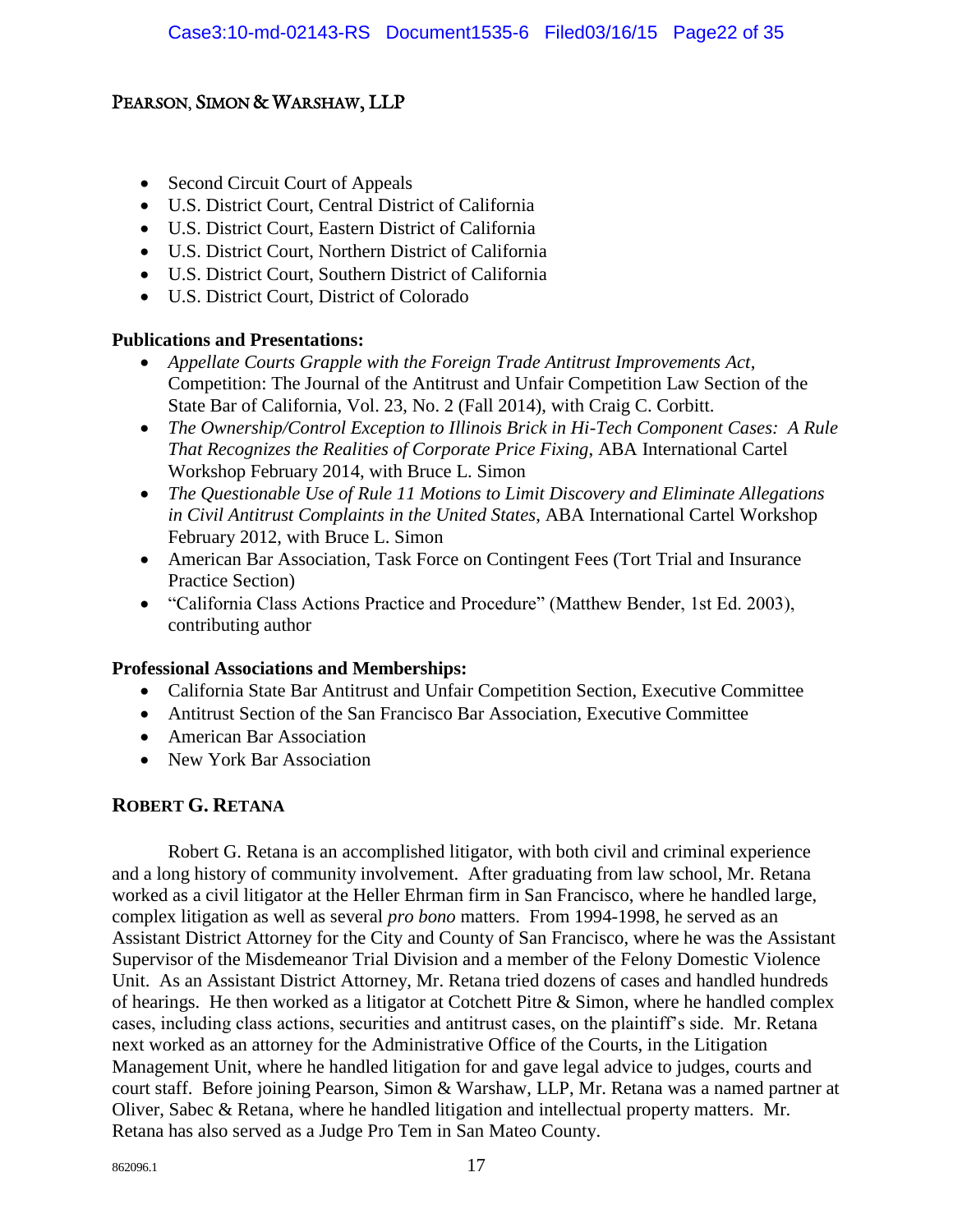- Second Circuit Court of Appeals
- U.S. District Court, Central District of California
- U.S. District Court, Eastern District of California
- U.S. District Court, Northern District of California
- U.S. District Court, Southern District of California
- U.S. District Court, District of Colorado

**Publications and Presentations:**

- *Appellate Courts Grapple with the Foreign Trade Antitrust Improvements Act*, Competition: The Journal of the Antitrust and Unfair Competition Law Section of the State Bar of California, Vol. 23, No. 2 (Fall 2014), with Craig C. Corbitt.
- *The Ownership/Control Exception to Illinois Brick in Hi-Tech Component Cases: A Rule That Recognizes the Realities of Corporate Price Fixing*, ABA International Cartel Workshop February 2014, with Bruce L. Simon
- *The Questionable Use of Rule 11 Motions to Limit Discovery and Eliminate Allegations in Civil Antitrust Complaints in the United States*, ABA International Cartel Workshop February 2012, with Bruce L. Simon
- American Bar Association, Task Force on Contingent Fees (Tort Trial and Insurance Practice Section)
- "California Class Actions Practice and Procedure" (Matthew Bender, 1st Ed. 2003), contributing author

**Professional Associations and Memberships:**

- California State Bar Antitrust and Unfair Competition Section, Executive Committee
- Antitrust Section of the San Francisco Bar Association, Executive Committee
- American Bar Association
- New York Bar Association

## ROBERT G. RETANA

Robert G. Retana is an accomplished litigator, with both civil and criminal experience and a long history of community involvement. After graduating from law school, Mr. Retana worked as a civil litigator at the Heller Ehrman firm in San Francisco, where he handled large, complex litigation as well as several *pro bono* matters. From 1994-1998, he served as an Assistant District Attorney for the City and County of San Francisco, where he was the Assistant Supervisor of the Misdemeanor Trial Division and a member of the Felony Domestic Violence Unit. As an Assistant District Attorney, Mr. Retana tried dozens of cases and handled hundreds of hearings. He then worked as a litigator at Cotchett Pitre & Simon, where he handled complex cases, including class actions, securities and antitrust cases, on the plaintiff's side. Mr. Retana next worked as an attorney for the Administrative Office of the Courts, in the Litigation Management Unit, where he handled litigation for and gave legal advice to judges, courts and court staff. Before joining Pearson, Simon & Warshaw, LLP, Mr. Retana was a named partner at Oliver, Sabec & Retana, where he handled litigation and intellectual property matters. Mr. Retana has also served as a Judge Pro Tem in San Mateo County.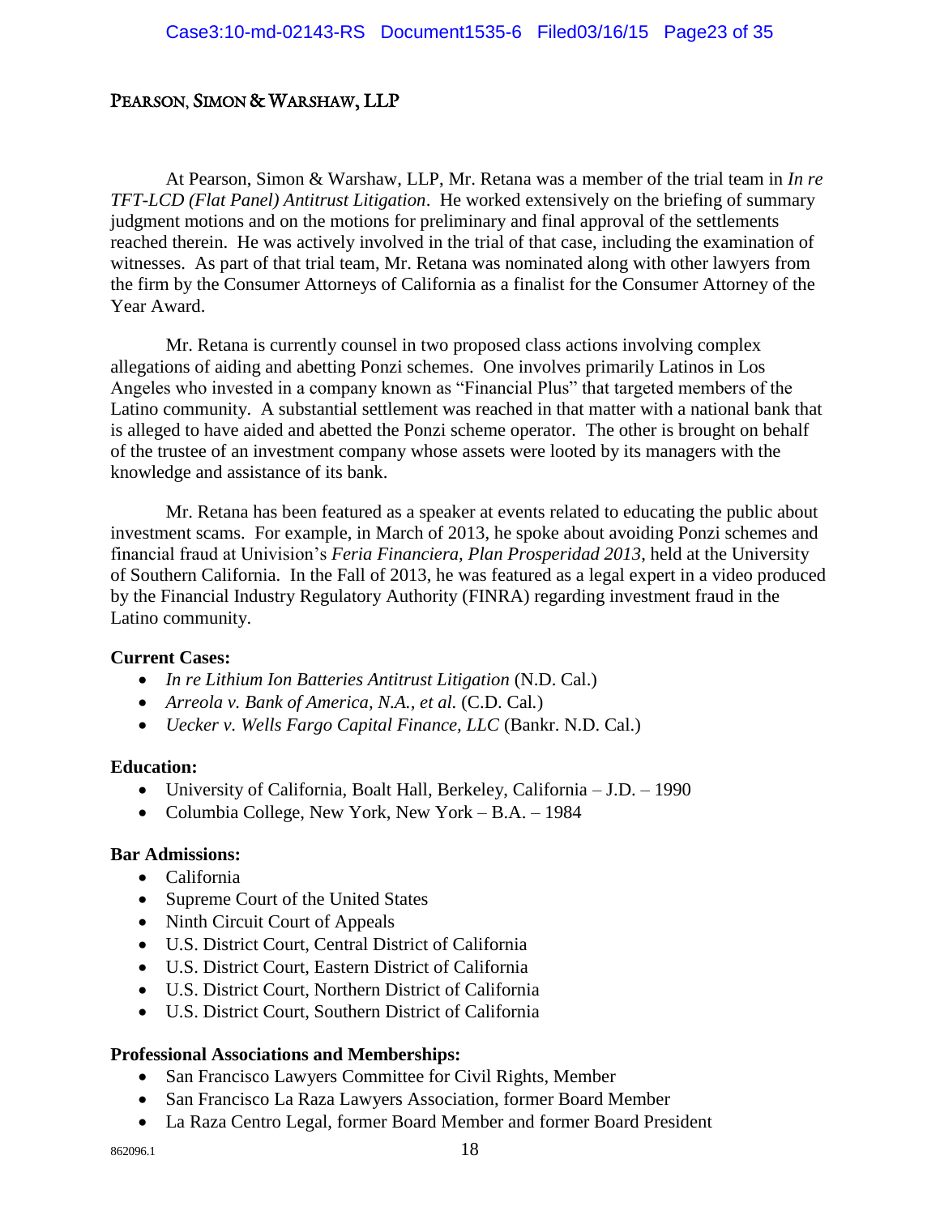PEARSON, SIMON & WARSHAW, LLP

At Pearson, Simon & Warshaw, LLP, Mr. Retana was a member of the trial team in *In re TFT-LCD (Flat Panel) Antitrust Litigation*. He worked extensively on the briefing of summary judgment motions and on the motions for preliminary and final approval of the settlements reached therein. He was actively involved in the trial of that case, including the examination of witnesses. As part of that trial team, Mr. Retana was nominated along with other lawyers from the firm by the Consumer Attorneys of California as a finalist for the Consumer Attorney of the Year Award.

Mr. Retana is currently counsel in two proposed class actions involving complex allegations of aiding and abetting Ponzi schemes. One involves primarily Latinos in Los Angeles who invested in a company known as "Financial Plus" that targeted members of the Latino community. A substantial settlement was reached in that matter with a national bank that is alleged to have aided and abetted the Ponzi scheme operator. The other is brought on behalf of the trustee of an investment company whose assets were looted by its managers with the knowledge and assistance of its bank.

Mr. Retana has been featured as a speaker at events related to educating the public about investment scams. For example, in March of 2013, he spoke about avoiding Ponzi schemes and financial fraud at Univision's *Feria Financiera, Plan Prosperidad 2013*, held at the University of Southern California. In the Fall of 2013, he was featured as a legal expert in a video produced by the Financial Industry Regulatory Authority (FINRA) regarding investment fraud in the Latino community.

**Current Cases:**

- *In re Lithium Ion Batteries Antitrust Litigation* (N.D. Cal.)
- *Arreola v. Bank of America, N.A., et al.* (C.D. Cal.)
- *Uecker v. Wells Fargo Capital Finance, LLC* (Bankr. N.D. Cal.)

**Education:**

- University of California, Boalt Hall, Berkeley, California – J.D. – 1990
- Columbia College, New York, New York – B.A. – 1984

**Bar Admissions:**

- California
- Supreme Court of the United States
- Ninth Circuit Court of Appeals
- U.S. District Court, Central District of California
- U.S. District Court, Eastern District of California
- U.S. District Court, Northern District of California
- U.S. District Court, Southern District of California

**Professional Associations and Memberships:**

- San Francisco Lawyers Committee for Civil Rights, Member
- San Francisco La Raza Lawyers Association, former Board Member
- La Raza Centro Legal, former Board Member and former Board President

862096.1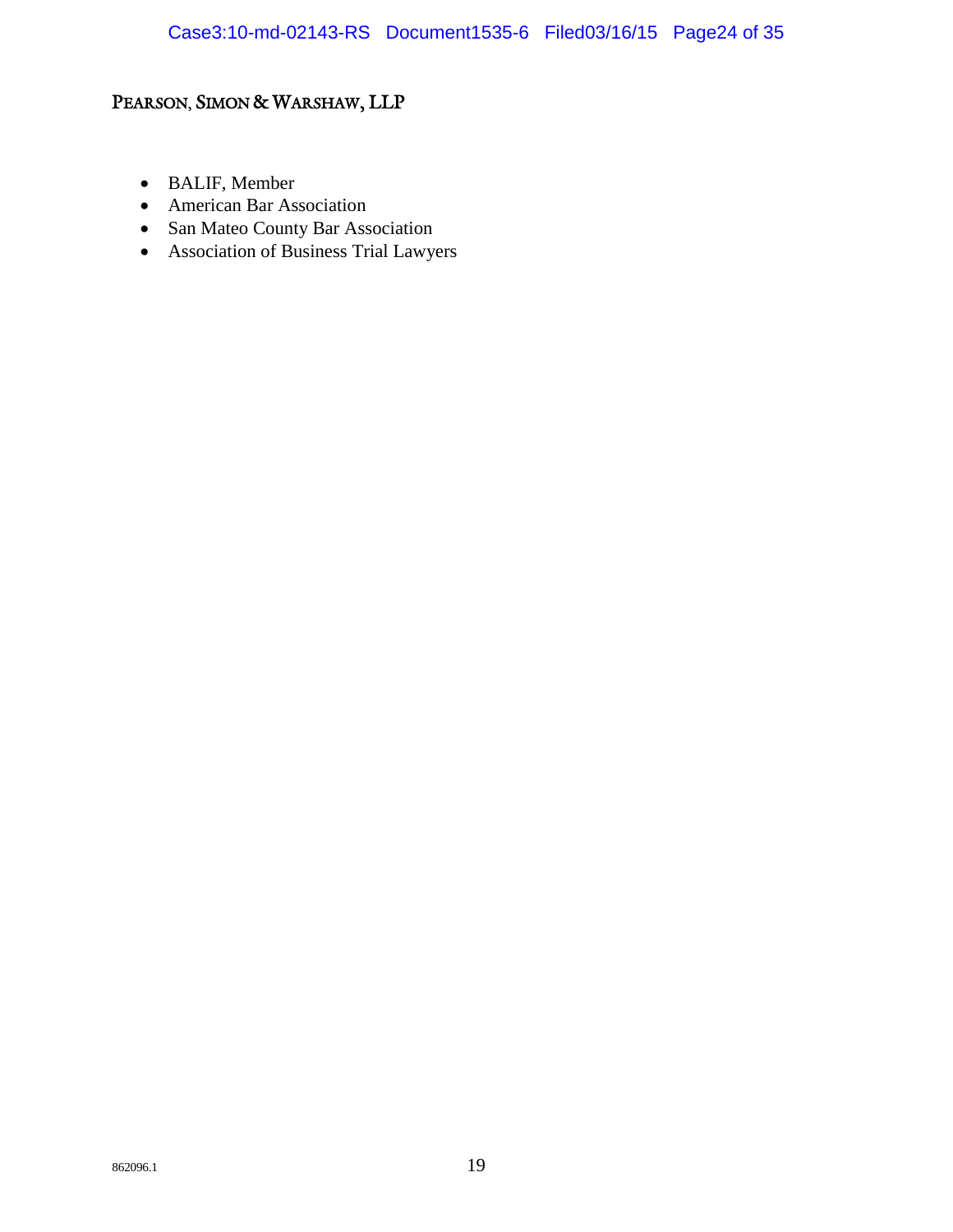- BALIF, Member
- American Bar Association
- San Mateo County Bar Association
- Association of Business Trial Lawyers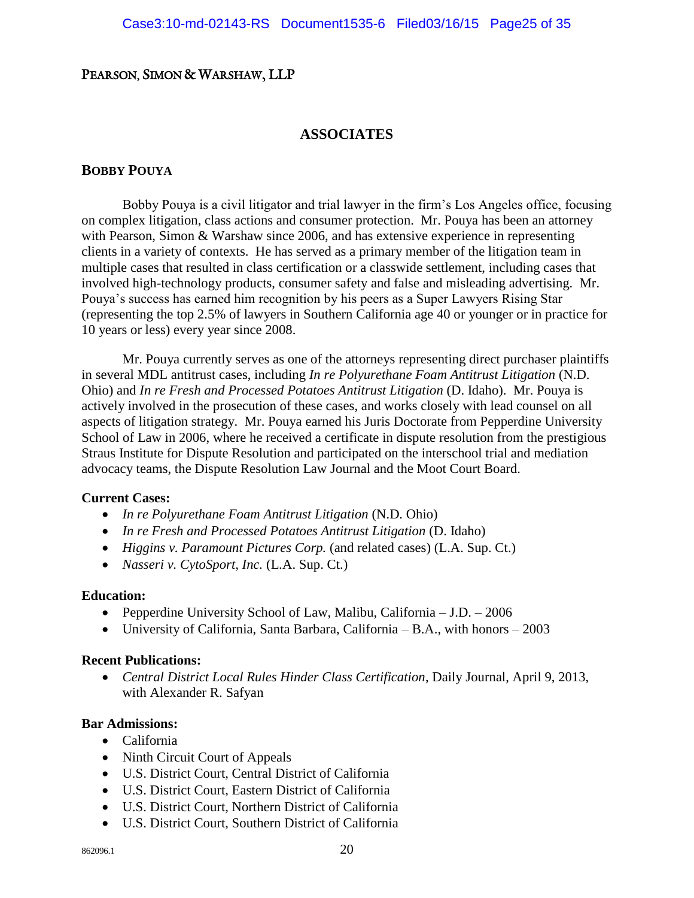PEARSON, SIMON & WARSHAW, LLP

## ASSOCIATES

### BOBBY POUYA

Bobby Pouya is a civil litigator and trial lawyer in the firm's Los Angeles office, focusing on complex litigation, class actions and consumer protection. Mr. Pouya has been an attorney with Pearson, Simon & Warshaw since 2006, and has extensive experience in representing clients in a variety of contexts. He has served as a primary member of the litigation team in multiple cases that resulted in class certification or a classwide settlement, including cases that involved high-technology products, consumer safety and false and misleading advertising. Mr. Pouya's success has earned him recognition by his peers as a Super Lawyers Rising Star (representing the top 2.5% of lawyers in Southern California age 40 or younger or in practice for 10 years or less) every year since 2008.

Mr. Pouya currently serves as one of the attorneys representing direct purchaser plaintiffs in several MDL antitrust cases, including *In re Polyurethane Foam Antitrust Litigation* (N.D. Ohio) and *In re Fresh and Processed Potatoes Antitrust Litigation* (D. Idaho). Mr. Pouya is actively involved in the prosecution of these cases, and works closely with lead counsel on all aspects of litigation strategy. Mr. Pouya earned his Juris Doctorate from Pepperdine University School of Law in 2006, where he received a certificate in dispute resolution from the prestigious Straus Institute for Dispute Resolution and participated on the interschool trial and mediation advocacy teams, the Dispute Resolution Law Journal and the Moot Court Board.

**Current Cases:**

- *In re Polyurethane Foam Antitrust Litigation* (N.D. Ohio)
- *In re Fresh and Processed Potatoes Antitrust Litigation* (D. Idaho)
- *Higgins v. Paramount Pictures Corp.* (and related cases) (L.A. Sup. Ct.)
- *Nasseri v. CytoSport, Inc.* (L.A. Sup. Ct.)

**Education:**

- Pepperdine University School of Law, Malibu, California – J.D. – 2006
- University of California, Santa Barbara, California – B.A., with honors – 2003

**Recent Publications:**

- *Central District Local Rules Hinder Class Certification*, Daily Journal, April 9, 2013, with Alexander R. Safyan

**Bar Admissions:**

- California
- Ninth Circuit Court of Appeals
- U.S. District Court, Central District of California
- U.S. District Court, Eastern District of California
- U.S. District Court, Northern District of California
- U.S. District Court, Southern District of California

862096.1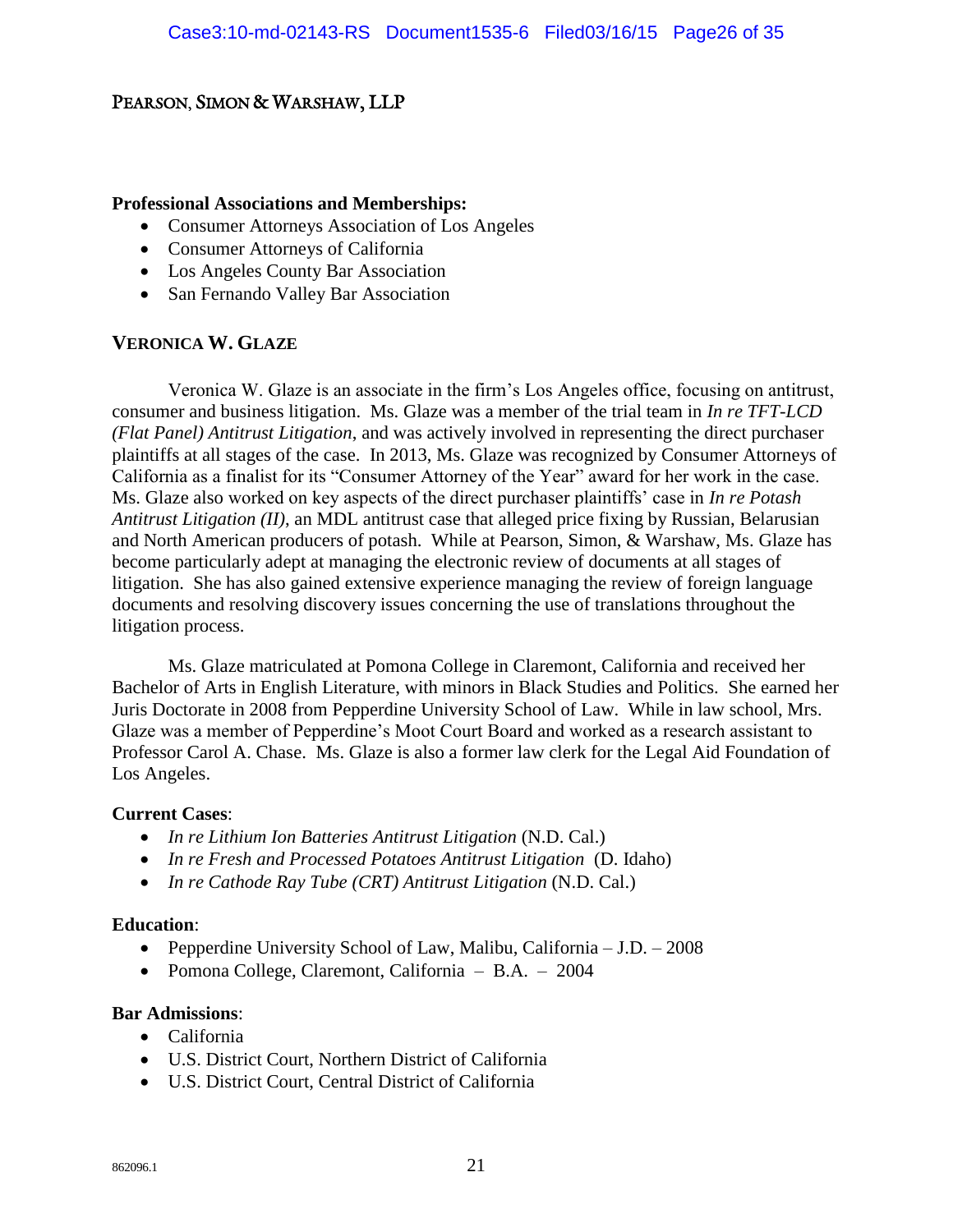PEARSON, SIMON & WARSHAW, LLP

**Professional Associations and Memberships:**

- Consumer Attorneys Association of Los Angeles
- Consumer Attorneys of California
- Los Angeles County Bar Association
- San Fernando Valley Bar Association

## VERONICA W. GLAZE

Veronica W. Glaze is an associate in the firm's Los Angeles office, focusing on antitrust, consumer and business litigation. Ms. Glaze was a member of the trial team in *In re TFT-LCD (Flat Panel) Antitrust Litigation*, and was actively involved in representing the direct purchaser plaintiffs at all stages of the case. In 2013, Ms. Glaze was recognized by Consumer Attorneys of California as a finalist for its "Consumer Attorney of the Year" award for her work in the case. Ms. Glaze also worked on key aspects of the direct purchaser plaintiffs' case in *In re Potash Antitrust Litigation (II)*, an MDL antitrust case that alleged price fixing by Russian, Belarusian and North American producers of potash. While at Pearson, Simon, & Warshaw, Ms. Glaze has become particularly adept at managing the electronic review of documents at all stages of litigation. She has also gained extensive experience managing the review of foreign language documents and resolving discovery issues concerning the use of translations throughout the litigation process.

Ms. Glaze matriculated at Pomona College in Claremont, California and received her Bachelor of Arts in English Literature, with minors in Black Studies and Politics. She earned her Juris Doctorate in 2008 from Pepperdine University School of Law. While in law school, Mrs. Glaze was a member of Pepperdine's Moot Court Board and worked as a research assistant to Professor Carol A. Chase. Ms. Glaze is also a former law clerk for the Legal Aid Foundation of Los Angeles.

**Current Cases**:

- *In re Lithium Ion Batteries Antitrust Litigation* (N.D. Cal.)
- *In re Fresh and Processed Potatoes Antitrust Litigation* (D. Idaho)
- *In re Cathode Ray Tube (CRT) Antitrust Litigation* (N.D. Cal.)

**Education**:

- Pepperdine University School of Law, Malibu, California – J.D. – 2008
- Pomona College, Claremont, California – B.A. – 2004

**Bar Admissions**:

- California
- U.S. District Court, Northern District of California
- U.S. District Court, Central District of California

862096.1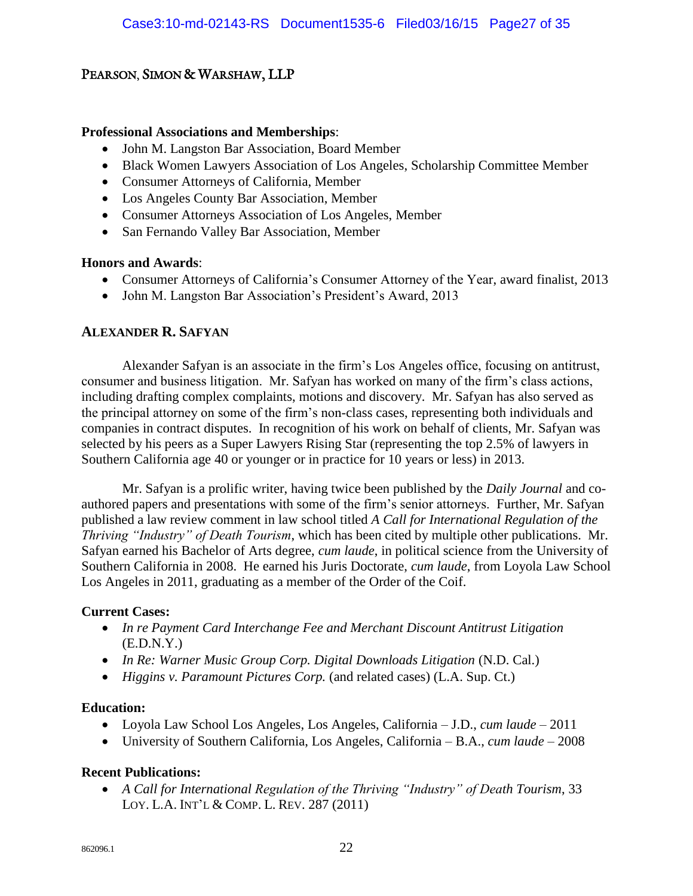**Professional Associations and Memberships**:

- John M. Langston Bar Association, Board Member
- Black Women Lawyers Association of Los Angeles, Scholarship Committee Member
- Consumer Attorneys of California, Member
- Los Angeles County Bar Association, Member
- Consumer Attorneys Association of Los Angeles, Member
- San Fernando Valley Bar Association, Member

**Honors and Awards**:

- Consumer Attorneys of California's Consumer Attorney of the Year, award finalist, 2013
- John M. Langston Bar Association's President's Award, 2013

## ALEXANDER R. SAFYAN

Alexander Safyan is an associate in the firm's Los Angeles office, focusing on antitrust, consumer and business litigation. Mr. Safyan has worked on many of the firm's class actions, including drafting complex complaints, motions and discovery. Mr. Safyan has also served as the principal attorney on some of the firm's non-class cases, representing both individuals and companies in contract disputes. In recognition of his work on behalf of clients, Mr. Safyan was selected by his peers as a Super Lawyers Rising Star (representing the top 2.5% of lawyers in Southern California age 40 or younger or in practice for 10 years or less) in 2013.

Mr. Safyan is a prolific writer, having twice been published by the *Daily Journal* and co-authored papers and presentations with some of the firm's senior attorneys. Further, Mr. Safyan published a law review comment in law school titled *A Call for International Regulation of the Thriving "Industry" of Death Tourism*, which has been cited by multiple other publications. Mr. Safyan earned his Bachelor of Arts degree, *cum laude*, in political science from the University of Southern California in 2008. He earned his Juris Doctorate, *cum laude*, from Loyola Law School Los Angeles in 2011, graduating as a member of the Order of the Coif.

**Current Cases:**

- *In re Payment Card Interchange Fee and Merchant Discount Antitrust Litigation* (E.D.N.Y.)
- *In Re: Warner Music Group Corp. Digital Downloads Litigation* (N.D. Cal.)
- *Higgins v. Paramount Pictures Corp.* (and related cases) (L.A. Sup. Ct.)

**Education:**

- Loyola Law School Los Angeles, Los Angeles, California – J.D., *cum laude* – 2011
- University of Southern California, Los Angeles, California – B.A., *cum laude* – 2008

**Recent Publications:**

- *A Call for International Regulation of the Thriving "Industry" of Death Tourism*, 33 LOY. L.A. INT'L & COMP. L. REV. 287 (2011)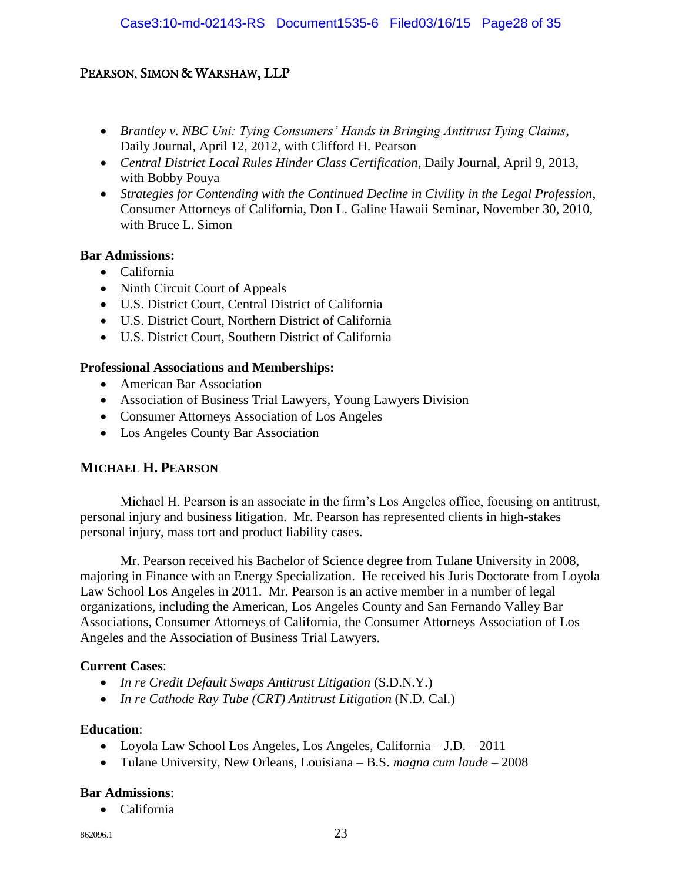- *Brantley v. NBC Uni: Tying Consumers' Hands in Bringing Antitrust Tying Claims*, Daily Journal, April 12, 2012, with Clifford H. Pearson
- *Central District Local Rules Hinder Class Certification*, Daily Journal, April 9, 2013, with Bobby Pouya
- *Strategies for Contending with the Continued Decline in Civility in the Legal Profession*, Consumer Attorneys of California, Don L. Galine Hawaii Seminar, November 30, 2010, with Bruce L. Simon

**Bar Admissions:**

- California
- Ninth Circuit Court of Appeals
- U.S. District Court, Central District of California
- U.S. District Court, Northern District of California
- U.S. District Court, Southern District of California

**Professional Associations and Memberships:**

- American Bar Association
- Association of Business Trial Lawyers, Young Lawyers Division
- Consumer Attorneys Association of Los Angeles
- Los Angeles County Bar Association

## MICHAEL H. PEARSON

Michael H. Pearson is an associate in the firm's Los Angeles office, focusing on antitrust, personal injury and business litigation. Mr. Pearson has represented clients in high-stakes personal injury, mass tort and product liability cases.

Mr. Pearson received his Bachelor of Science degree from Tulane University in 2008, majoring in Finance with an Energy Specialization. He received his Juris Doctorate from Loyola Law School Los Angeles in 2011. Mr. Pearson is an active member in a number of legal organizations, including the American, Los Angeles County and San Fernando Valley Bar Associations, Consumer Attorneys of California, the Consumer Attorneys Association of Los Angeles and the Association of Business Trial Lawyers.

**Current Cases**:

- *In re Credit Default Swaps Antitrust Litigation* (S.D.N.Y.)
- *In re Cathode Ray Tube (CRT) Antitrust Litigation* (N.D. Cal.)

**Education**:

- Loyola Law School Los Angeles, Los Angeles, California – J.D. – 2011
- Tulane University, New Orleans, Louisiana – B.S. *magna cum laude* – 2008

**Bar Admissions**:

- California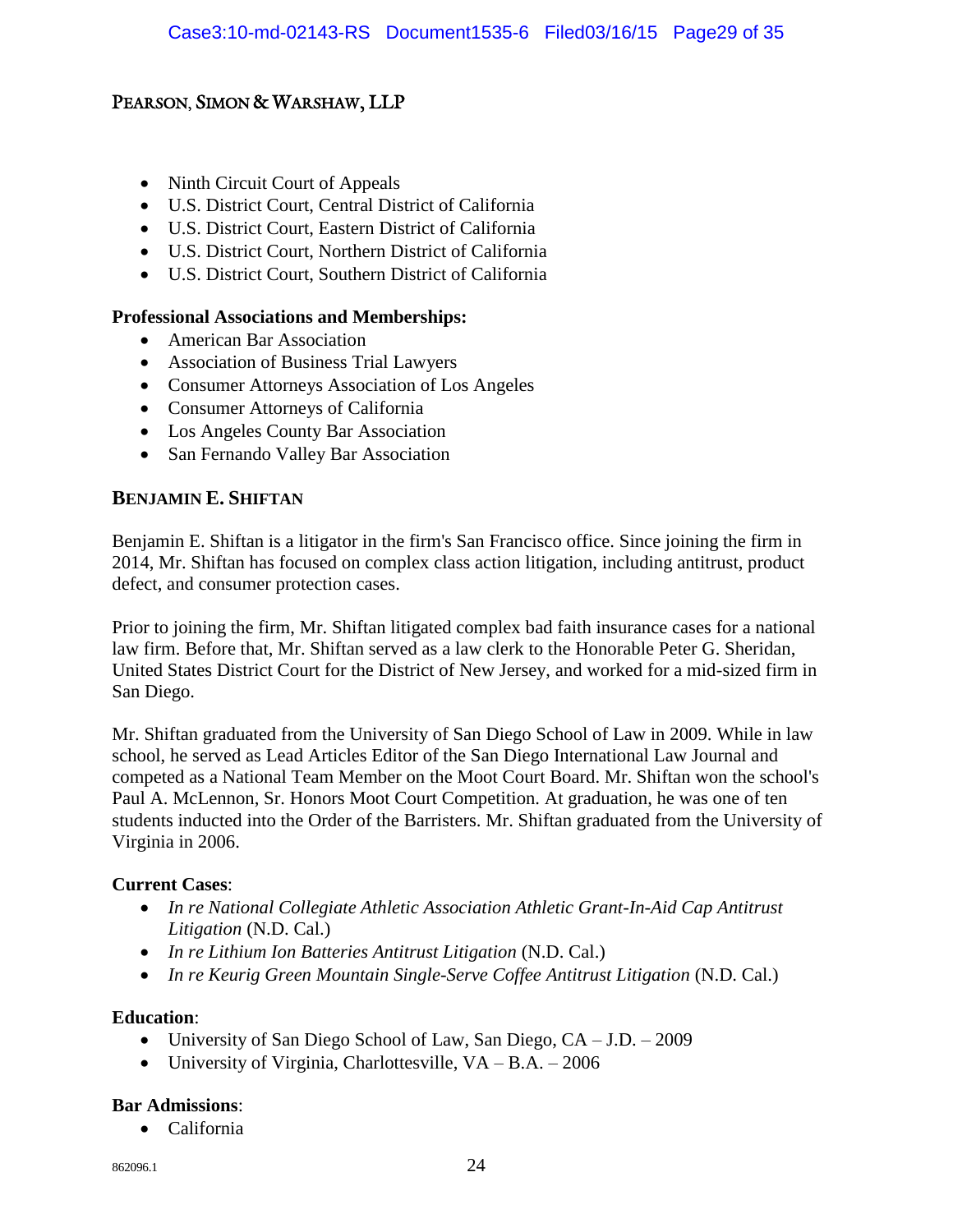- Ninth Circuit Court of Appeals
- U.S. District Court, Central District of California
- U.S. District Court, Eastern District of California
- U.S. District Court, Northern District of California
- U.S. District Court, Southern District of California

**Professional Associations and Memberships:**

- American Bar Association
- Association of Business Trial Lawyers
- Consumer Attorneys Association of Los Angeles
- Consumer Attorneys of California
- Los Angeles County Bar Association
- San Fernando Valley Bar Association

## BENJAMIN E. SHIFTAN

Benjamin E. Shiftan is a litigator in the firm's San Francisco office. Since joining the firm in 2014, Mr. Shiftan has focused on complex class action litigation, including antitrust, product defect, and consumer protection cases.

Prior to joining the firm, Mr. Shiftan litigated complex bad faith insurance cases for a national law firm. Before that, Mr. Shiftan served as a law clerk to the Honorable Peter G. Sheridan, United States District Court for the District of New Jersey, and worked for a mid-sized firm in San Diego.

Mr. Shiftan graduated from the University of San Diego School of Law in 2009. While in law school, he served as Lead Articles Editor of the San Diego International Law Journal and competed as a National Team Member on the Moot Court Board. Mr. Shiftan won the school's Paul A. McLennon, Sr. Honors Moot Court Competition. At graduation, he was one of ten students inducted into the Order of the Barristers. Mr. Shiftan graduated from the University of Virginia in 2006.

**Current Cases**:

- *In re National Collegiate Athletic Association Athletic Grant-In-Aid Cap Antitrust Litigation* (N.D. Cal.)
- *In re Lithium Ion Batteries Antitrust Litigation* (N.D. Cal.)
- *In re Keurig Green Mountain Single-Serve Coffee Antitrust Litigation* (N.D. Cal.)

**Education**:

- University of San Diego School of Law, San Diego, CA – J.D. – 2009
- University of Virginia, Charlottesville, VA – B.A. – 2006

**Bar Admissions**:

- California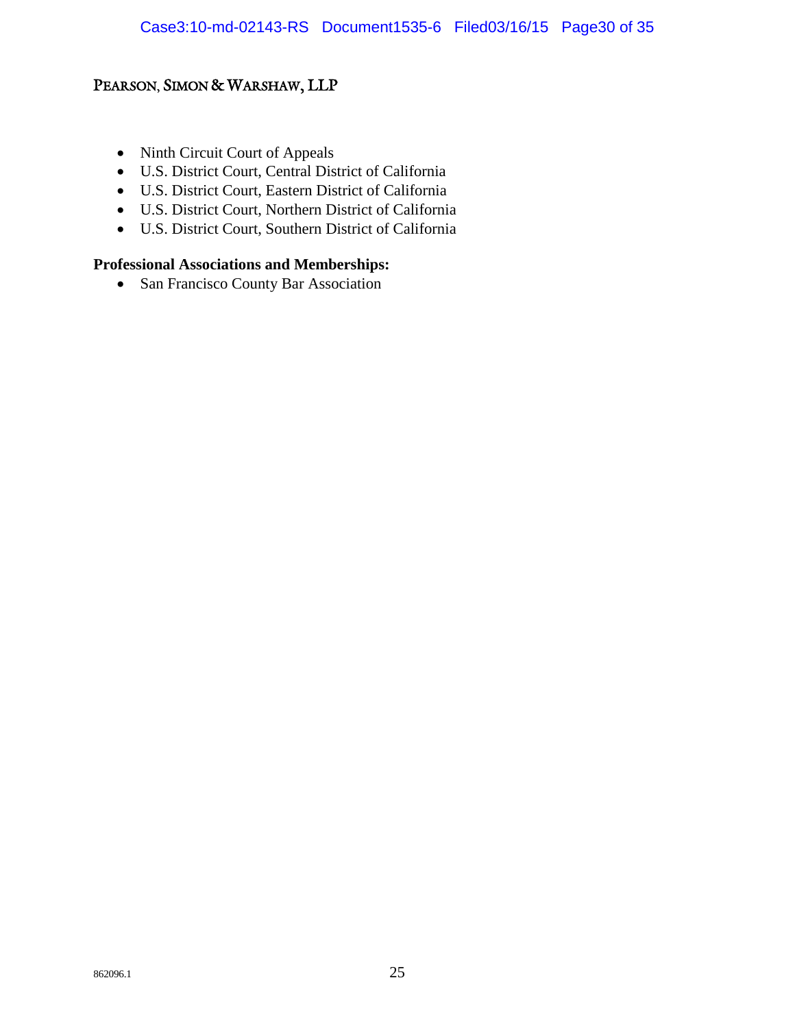- Ninth Circuit Court of Appeals
- U.S. District Court, Central District of California
- U.S. District Court, Eastern District of California
- U.S. District Court, Northern District of California
- U.S. District Court, Southern District of California

**Professional Associations and Memberships:**

- San Francisco County Bar Association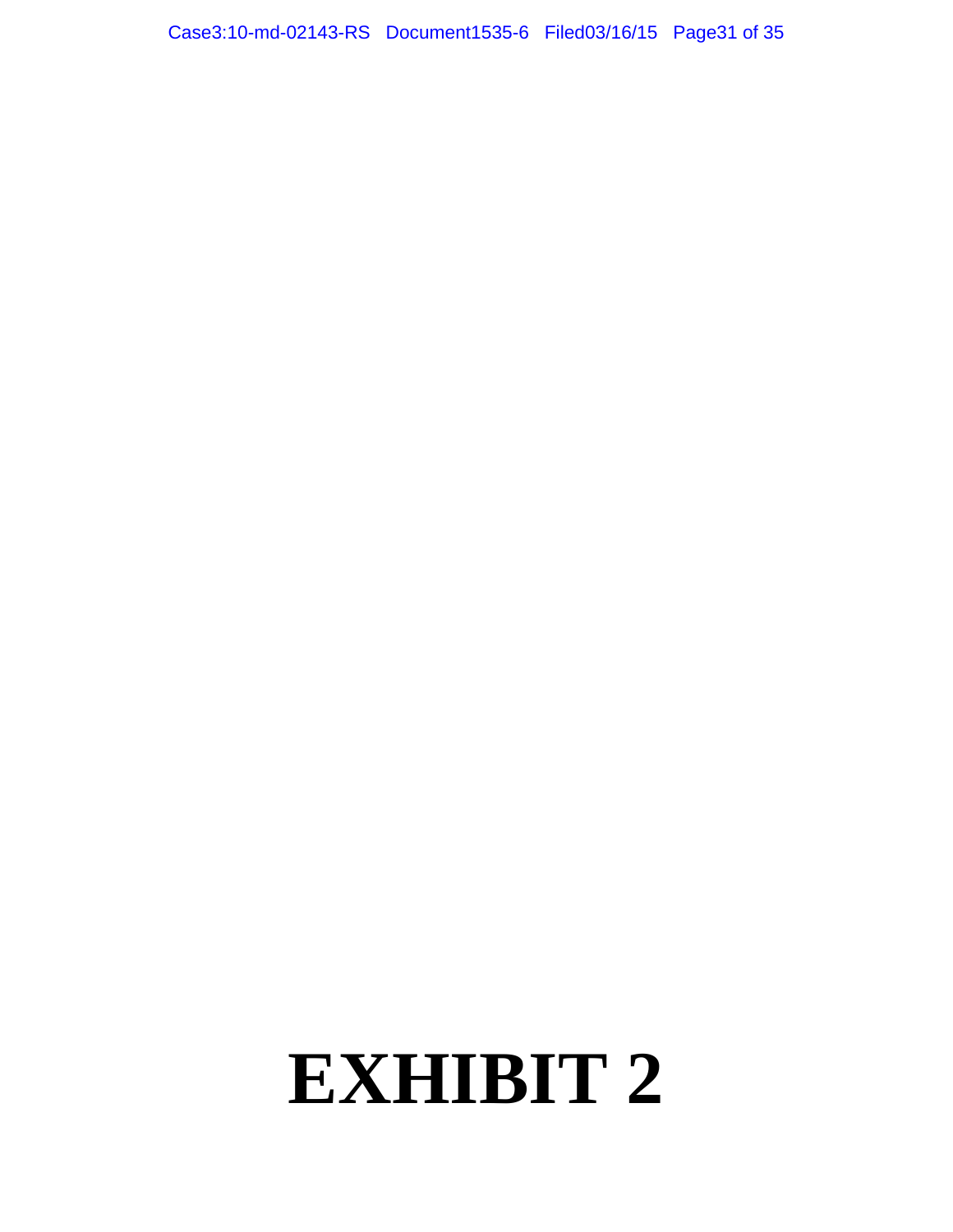# EXHIBIT 2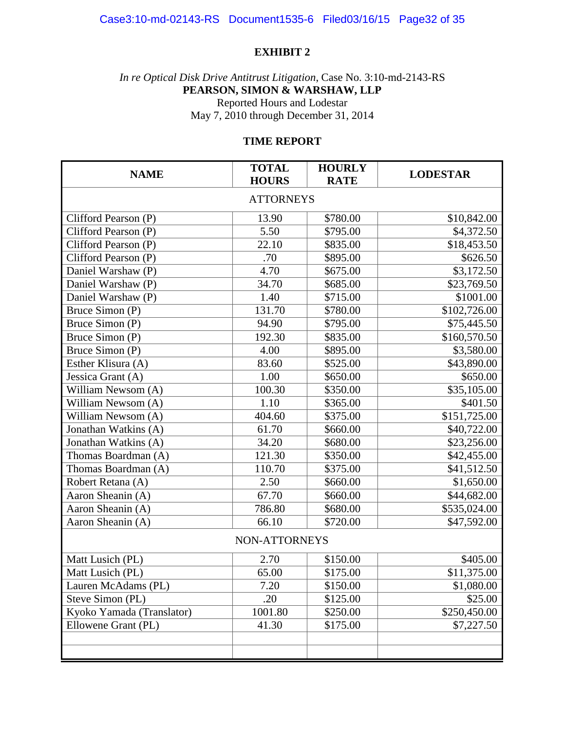**EXHIBIT 2**

*In re Optical Disk Drive Antitrust Litigation*, Case No. 3:10-md-2143-RS
**PEARSON, SIMON & WARSHAW, LLP**
Reported Hours and Lodestar
May 7, 2010 through December 31, 2014

**TIME REPORT**

| NAME | TOTAL HOURS | HOURLY RATE | LODESTAR |
|---|---|---|---|
| ATTORNEYS | | | |
| Clifford Pearson (P) | 13.90 | $780.00 | $10,842.00 |
| Clifford Pearson (P) | 5.50 | $795.00 | $4,372.50 |
| Clifford Pearson (P) | 22.10 | $835.00 | $18,453.50 |
| Clifford Pearson (P) | .70 | $895.00 | $626.50 |
| Daniel Warshaw (P) | 4.70 | $675.00 | $3,172.50 |
| Daniel Warshaw (P) | 34.70 | $685.00 | $23,769.50 |
| Daniel Warshaw (P) | 1.40 | $715.00 | $1001.00 |
| Bruce Simon (P) | 131.70 | $780.00 | $102,726.00 |
| Bruce Simon (P) | 94.90 | $795.00 | $75,445.50 |
| Bruce Simon (P) | 192.30 | $835.00 | $160,570.50 |
| Bruce Simon (P) | 4.00 | $895.00 | $3,580.00 |
| Esther Klisura (A) | 83.60 | $525.00 | $43,890.00 |
| Jessica Grant (A) | 1.00 | $650.00 | $650.00 |
| William Newsom (A) | 100.30 | $350.00 | $35,105.00 |
| William Newsom (A) | 1.10 | $365.00 | $401.50 |
| William Newsom (A) | 404.60 | $375.00 | $151,725.00 |
| Jonathan Watkins (A) | 61.70 | $660.00 | $40,722.00 |
| Jonathan Watkins (A) | 34.20 | $680.00 | $23,256.00 |
| Thomas Boardman (A) | 121.30 | $350.00 | $42,455.00 |
| Thomas Boardman (A) | 110.70 | $375.00 | $41,512.50 |
| Robert Retana (A) | 2.50 | $660.00 | $1,650.00 |
| Aaron Sheanin (A) | 67.70 | $660.00 | $44,682.00 |
| Aaron Sheanin (A) | 786.80 | $680.00 | $535,024.00 |
| Aaron Sheanin (A) | 66.10 | $720.00 | $47,592.00 |
| NON-ATTORNEYS | | | |
| Matt Lusich (PL) | 2.70 | $150.00 | $405.00 |
| Matt Lusich (PL) | 65.00 | $175.00 | $11,375.00 |
| Lauren McAdams (PL) | 7.20 | $150.00 | $1,080.00 |
| Steve Simon (PL) | .20 | $125.00 | $25.00 |
| Kyoko Yamada (Translator) | 1001.80 | $250.00 | $250,450.00 |
| Ellowene Grant (PL) | 41.30 | $175.00 | $7,227.50 |
| | | | |
| | | | |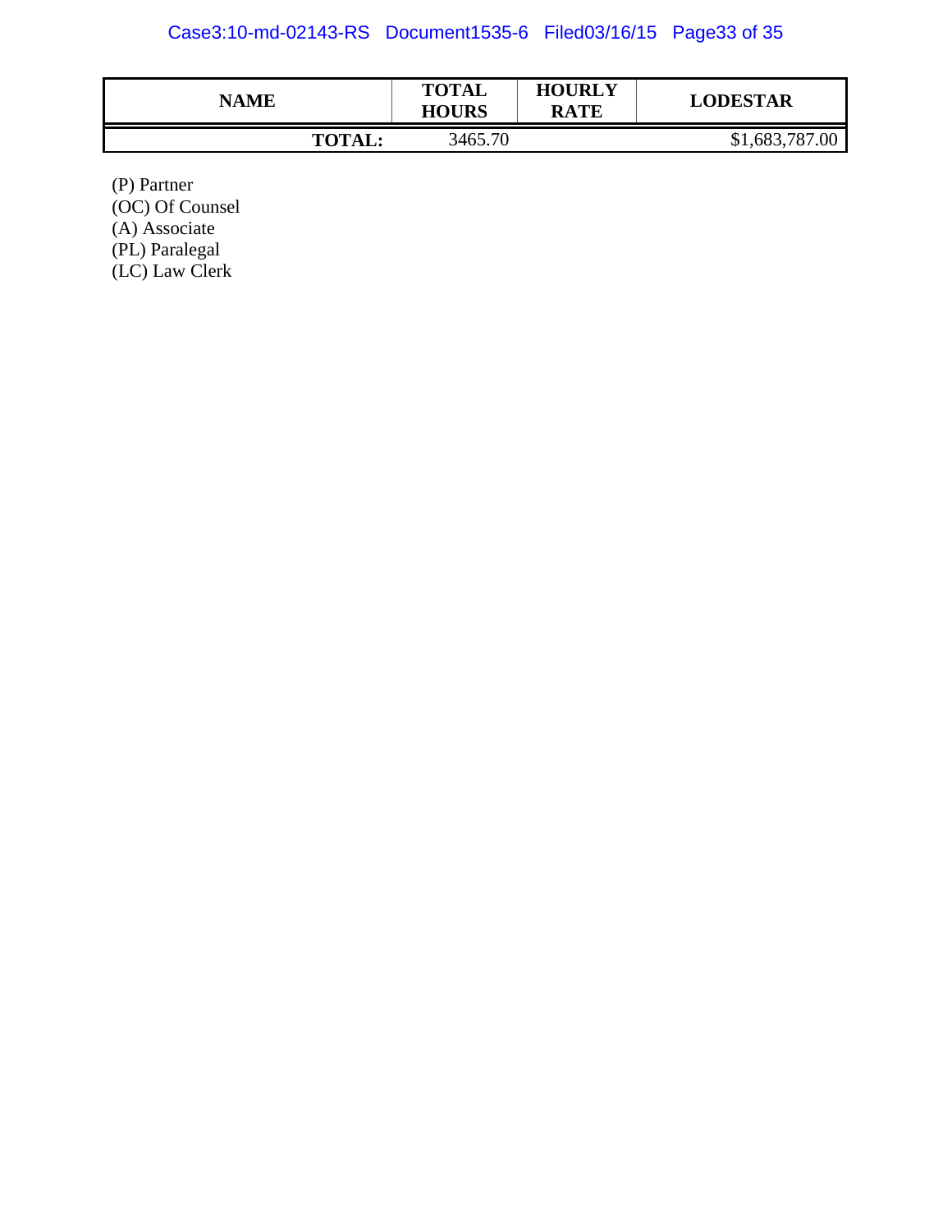| NAME | TOTAL HOURS | HOURLY RATE | LODESTAR |
|---|---|---|---|
| TOTAL: | 3465.70 | | $1,683,787.00 |

(P) Partner
(OC) Of Counsel
(A) Associate
(PL) Paralegal
(LC) Law Clerk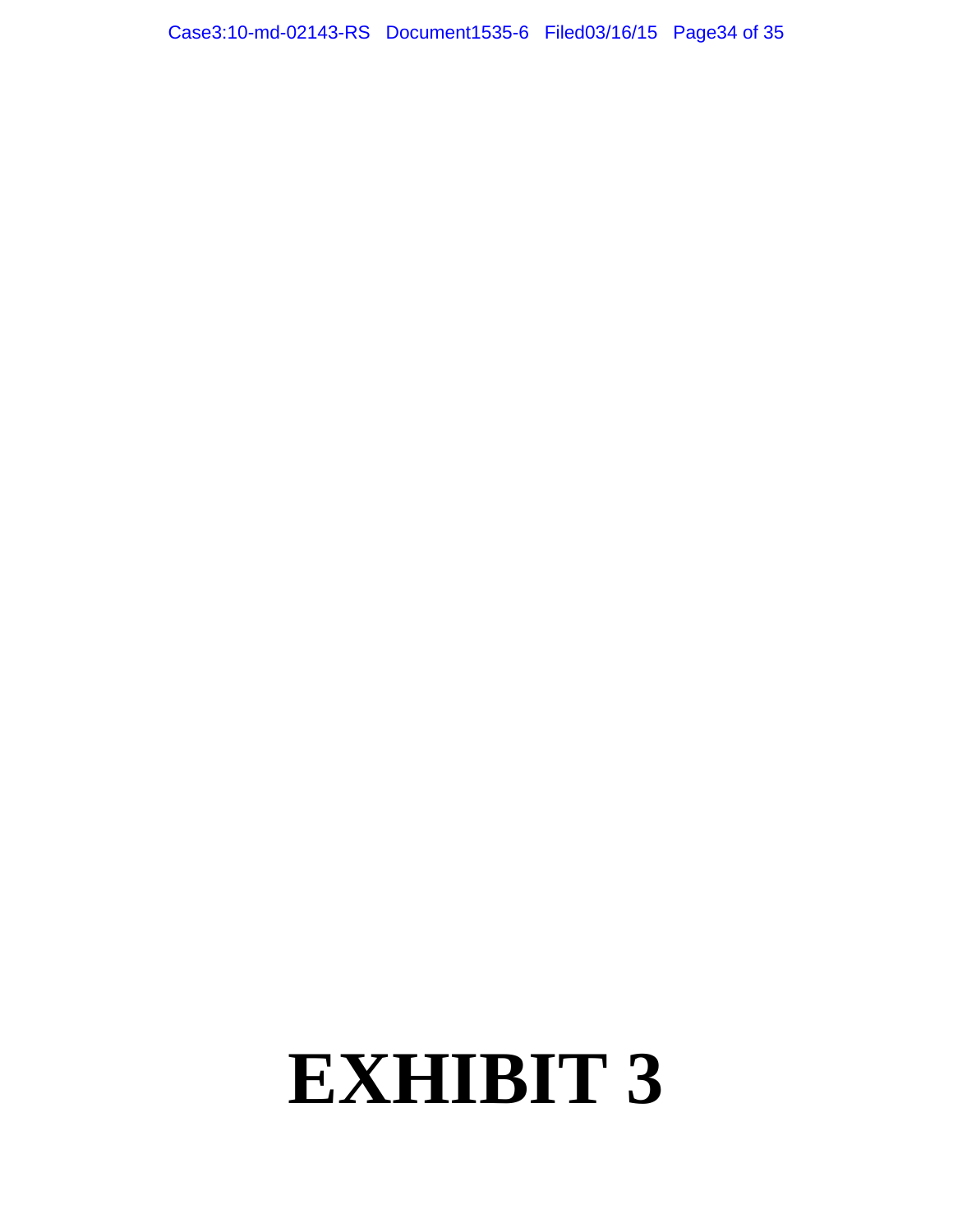# EXHIBIT 3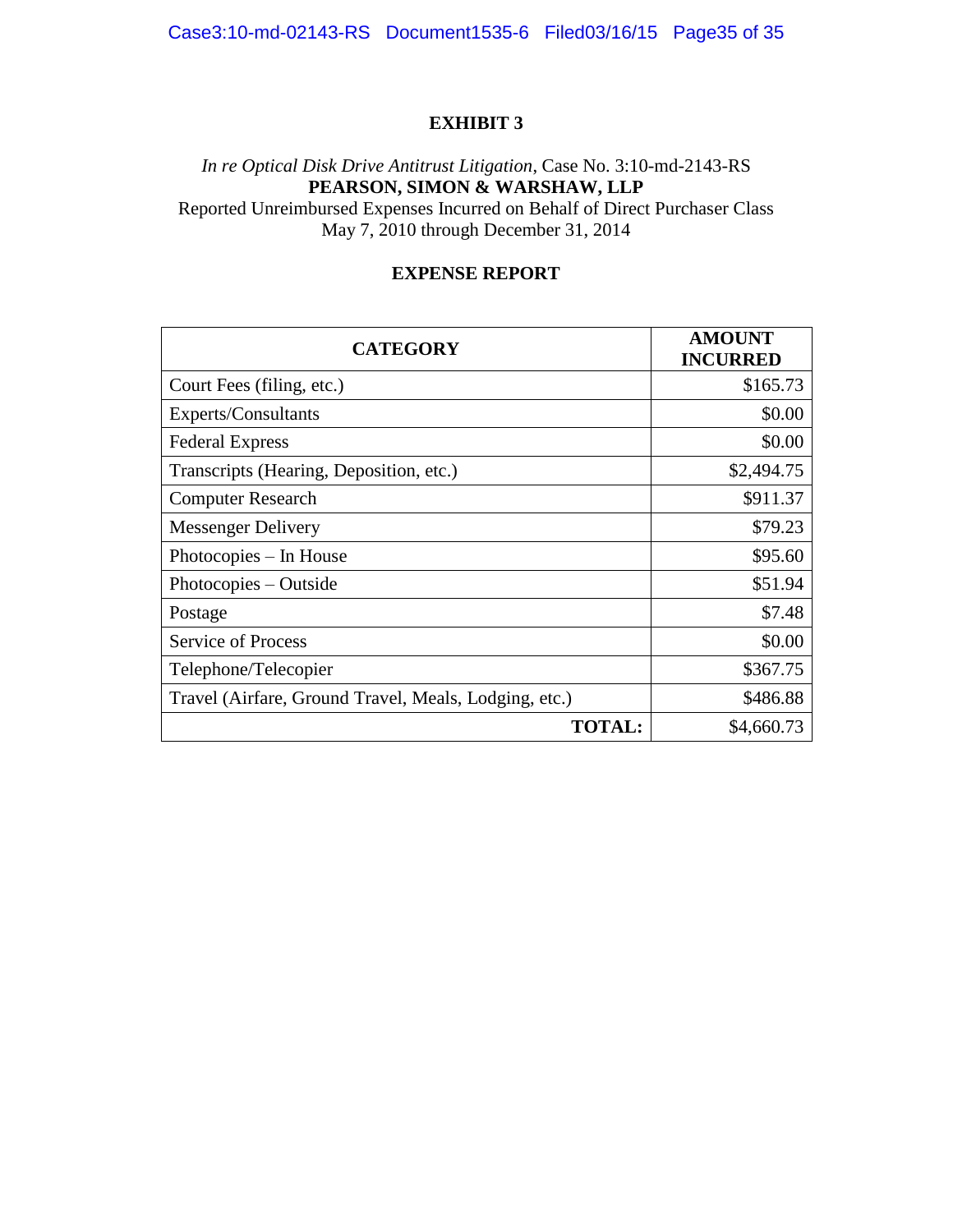# EXHIBIT 3

*In re Optical Disk Drive Antitrust Litigation*, Case No. 3:10-md-2143-RS
**PEARSON, SIMON & WARSHAW, LLP**
Reported Unreimbursed Expenses Incurred on Behalf of Direct Purchaser Class
May 7, 2010 through December 31, 2014

## EXPENSE REPORT

| CATEGORY | AMOUNT INCURRED |
|---|---:|
| Court Fees (filing, etc.) | $165.73 |
| Experts/Consultants | $0.00 |
| Federal Express | $0.00 |
| Transcripts (Hearing, Deposition, etc.) | $2,494.75 |
| Computer Research | $911.37 |
| Messenger Delivery | $79.23 |
| Photocopies – In House | $95.60 |
| Photocopies – Outside | $51.94 |
| Postage | $7.48 |
| Service of Process | $0.00 |
| Telephone/Telecopier | $367.75 |
| Travel (Airfare, Ground Travel, Meals, Lodging, etc.) | $486.88 |
| **TOTAL:** | $4,660.73 |